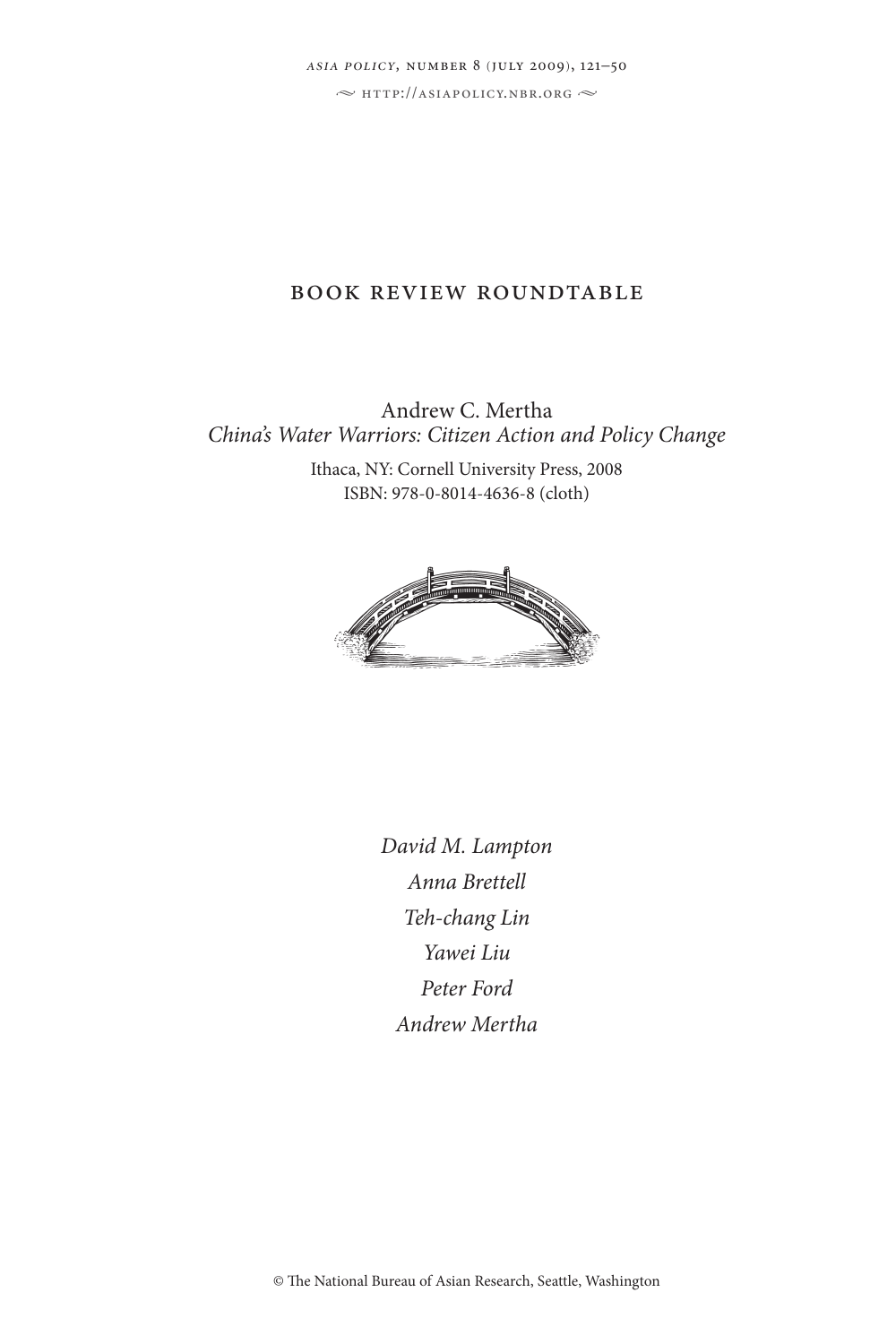# BOOK REVIEW ROUNDTABLE

Andrew C. Mertha
*China's Water Warriors: Citizen Action and Policy Change*

Ithaca, NY: Cornell University Press, 2008
ISBN: 978-0-8014-4636-8 (cloth)

*David M. Lampton*
*Anna Brettell*
*Teh-chang Lin*
*Yawei Liu*
*Peter Ford*
*Andrew Mertha*

© The National Bureau of Asian Research, Seattle, Washington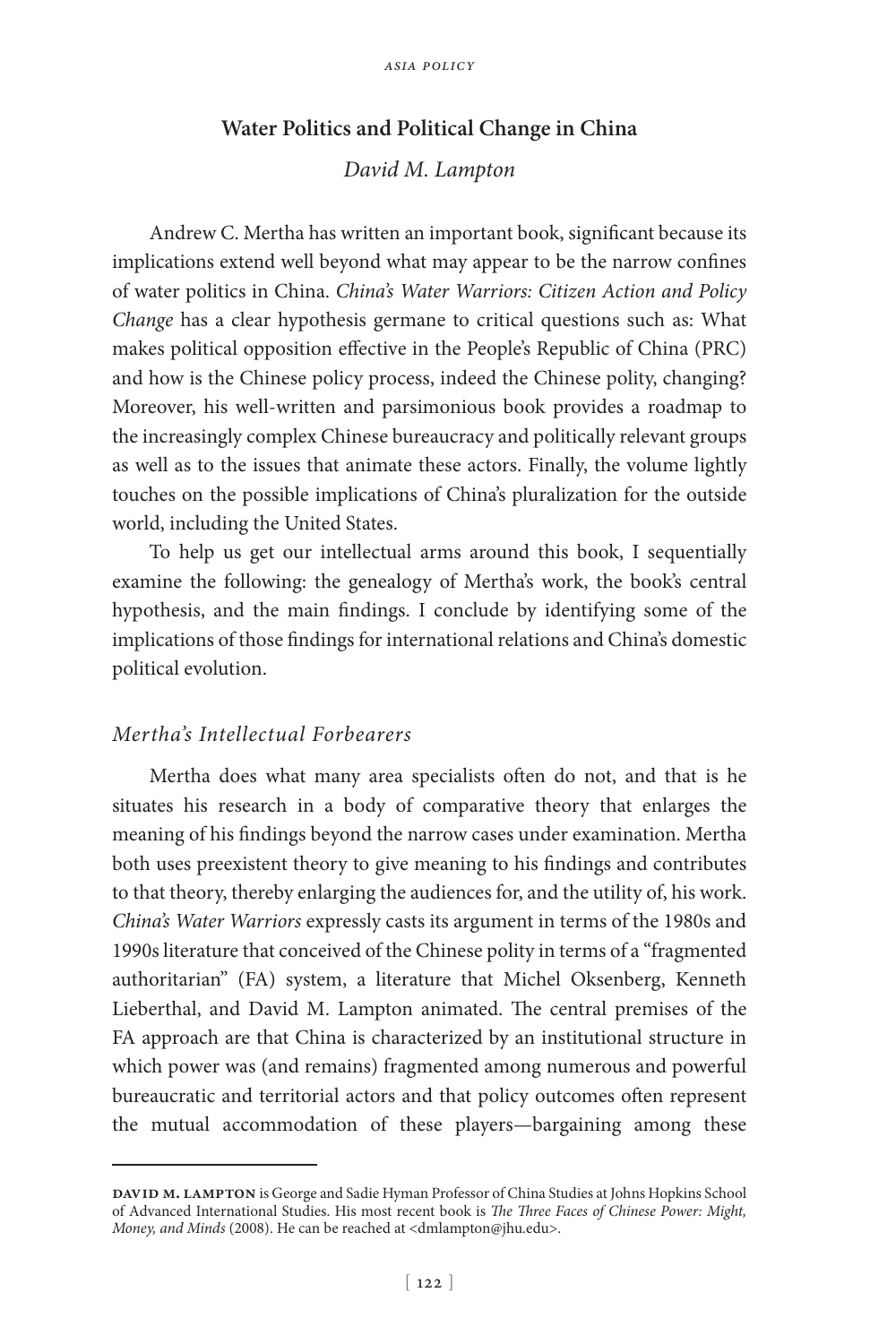## Water Politics and Political Change in China

*David M. Lampton*

Andrew C. Mertha has written an important book, significant because its implications extend well beyond what may appear to be the narrow confines of water politics in China. *China's Water Warriors: Citizen Action and Policy Change* has a clear hypothesis germane to critical questions such as: What makes political opposition effective in the People's Republic of China (PRC) and how is the Chinese policy process, indeed the Chinese polity, changing? Moreover, his well-written and parsimonious book provides a roadmap to the increasingly complex Chinese bureaucracy and politically relevant groups as well as to the issues that animate these actors. Finally, the volume lightly touches on the possible implications of China's pluralization for the outside world, including the United States.

To help us get our intellectual arms around this book, I sequentially examine the following: the genealogy of Mertha's work, the book's central hypothesis, and the main findings. I conclude by identifying some of the implications of those findings for international relations and China's domestic political evolution.

### *Mertha's Intellectual Forbearers*

Mertha does what many area specialists often do not, and that is he situates his research in a body of comparative theory that enlarges the meaning of his findings beyond the narrow cases under examination. Mertha both uses preexistent theory to give meaning to his findings and contributes to that theory, thereby enlarging the audiences for, and the utility of, his work. *China's Water Warriors* expressly casts its argument in terms of the 1980s and 1990s literature that conceived of the Chinese polity in terms of a "fragmented authoritarian" (FA) system, a literature that Michel Oksenberg, Kenneth Lieberthal, and David M. Lampton animated. The central premises of the FA approach are that China is characterized by an institutional structure in which power was (and remains) fragmented among numerous and powerful bureaucratic and territorial actors and that policy outcomes often represent the mutual accommodation of these players—bargaining among these

---

**DAVID M. LAMPTON** is George and Sadie Hyman Professor of China Studies at Johns Hopkins School of Advanced International Studies. His most recent book is *The Three Faces of Chinese Power: Might, Money, and Minds* (2008). He can be reached at <dmlampton@jhu.edu>.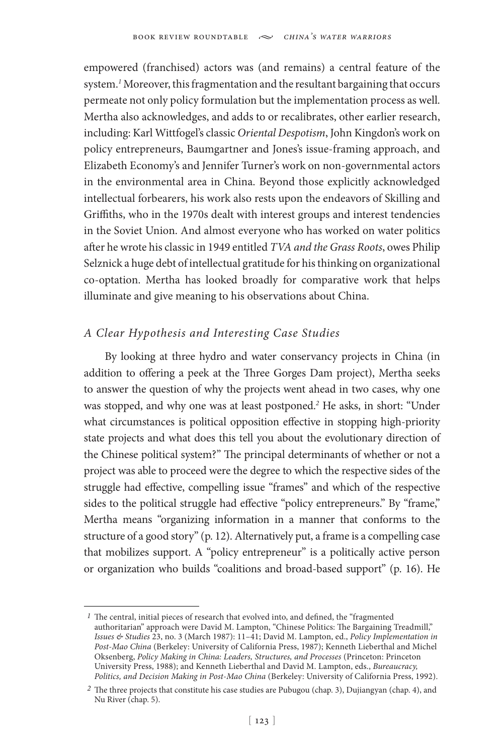empowered (franchised) actors was (and remains) a central feature of the system.[1] Moreover, this fragmentation and the resultant bargaining that occurs permeate not only policy formulation but the implementation process as well. Mertha also acknowledges, and adds to or recalibrates, other earlier research, including: Karl Wittfogel's classic *Oriental Despotism*, John Kingdon's work on policy entrepreneurs, Baumgartner and Jones's issue-framing approach, and Elizabeth Economy's and Jennifer Turner's work on non-governmental actors in the environmental area in China. Beyond those explicitly acknowledged intellectual forbearers, his work also rests upon the endeavors of Skilling and Griffiths, who in the 1970s dealt with interest groups and interest tendencies in the Soviet Union. And almost everyone who has worked on water politics after he wrote his classic in 1949 entitled *TVA and the Grass Roots*, owes Philip Selznick a huge debt of intellectual gratitude for his thinking on organizational co-optation. Mertha has looked broadly for comparative work that helps illuminate and give meaning to his observations about China.

## *A Clear Hypothesis and Interesting Case Studies*

By looking at three hydro and water conservancy projects in China (in addition to offering a peek at the Three Gorges Dam project), Mertha seeks to answer the question of why the projects went ahead in two cases, why one was stopped, and why one was at least postponed.[2] He asks, in short: "Under what circumstances is political opposition effective in stopping high-priority state projects and what does this tell you about the evolutionary direction of the Chinese political system?" The principal determinants of whether or not a project was able to proceed were the degree to which the respective sides of the struggle had effective, compelling issue "frames" and which of the respective sides to the political struggle had effective "policy entrepreneurs." By "frame," Mertha means "organizing information in a manner that conforms to the structure of a good story" (p. 12). Alternatively put, a frame is a compelling case that mobilizes support. A "policy entrepreneur" is a politically active person or organization who builds "coalitions and broad-based support" (p. 16). He

---

[1] The central, initial pieces of research that evolved into, and defined, the "fragmented authoritarian" approach were David M. Lampton, "Chinese Politics: The Bargaining Treadmill," *Issues & Studies* 23, no. 3 (March 1987): 11–41; David M. Lampton, ed., *Policy Implementation in Post-Mao China* (Berkeley: University of California Press, 1987); Kenneth Lieberthal and Michel Oksenberg, *Policy Making in China: Leaders, Structures, and Processes* (Princeton: Princeton University Press, 1988); and Kenneth Lieberthal and David M. Lampton, eds., *Bureaucracy, Politics, and Decision Making in Post-Mao China* (Berkeley: University of California Press, 1992).

[2] The three projects that constitute his case studies are Pubugou (chap. 3), Dujiangyan (chap. 4), and Nu River (chap. 5).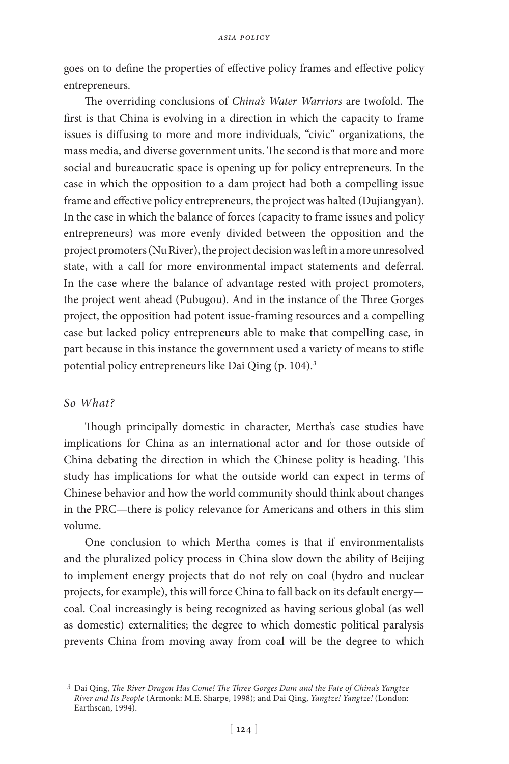goes on to define the properties of effective policy frames and effective policy entrepreneurs.

The overriding conclusions of *China's Water Warriors* are twofold. The first is that China is evolving in a direction in which the capacity to frame issues is diffusing to more and more individuals, "civic" organizations, the mass media, and diverse government units. The second is that more and more social and bureaucratic space is opening up for policy entrepreneurs. In the case in which the opposition to a dam project had both a compelling issue frame and effective policy entrepreneurs, the project was halted (Dujiangyan). In the case in which the balance of forces (capacity to frame issues and policy entrepreneurs) was more evenly divided between the opposition and the project promoters (Nu River), the project decision was left in a more unresolved state, with a call for more environmental impact statements and deferral. In the case where the balance of advantage rested with project promoters, the project went ahead (Pubugou). And in the instance of the Three Gorges project, the opposition had potent issue-framing resources and a compelling case but lacked policy entrepreneurs able to make that compelling case, in part because in this instance the government used a variety of means to stifle potential policy entrepreneurs like Dai Qing (p. 104).[3]

### *So What?*

Though principally domestic in character, Mertha's case studies have implications for China as an international actor and for those outside of China debating the direction in which the Chinese polity is heading. This study has implications for what the outside world can expect in terms of Chinese behavior and how the world community should think about changes in the PRC—there is policy relevance for Americans and others in this slim volume.

One conclusion to which Mertha comes is that if environmentalists and the pluralized policy process in China slow down the ability of Beijing to implement energy projects that do not rely on coal (hydro and nuclear projects, for example), this will force China to fall back on its default energy—coal. Coal increasingly is being recognized as having serious global (as well as domestic) externalities; the degree to which domestic political paralysis prevents China from moving away from coal will be the degree to which

---

[3] Dai Qing, *The River Dragon Has Come! The Three Gorges Dam and the Fate of China's Yangtze River and Its People* (Armonk: M.E. Sharpe, 1998); and Dai Qing, *Yangtze! Yangtze!* (London: Earthscan, 1994).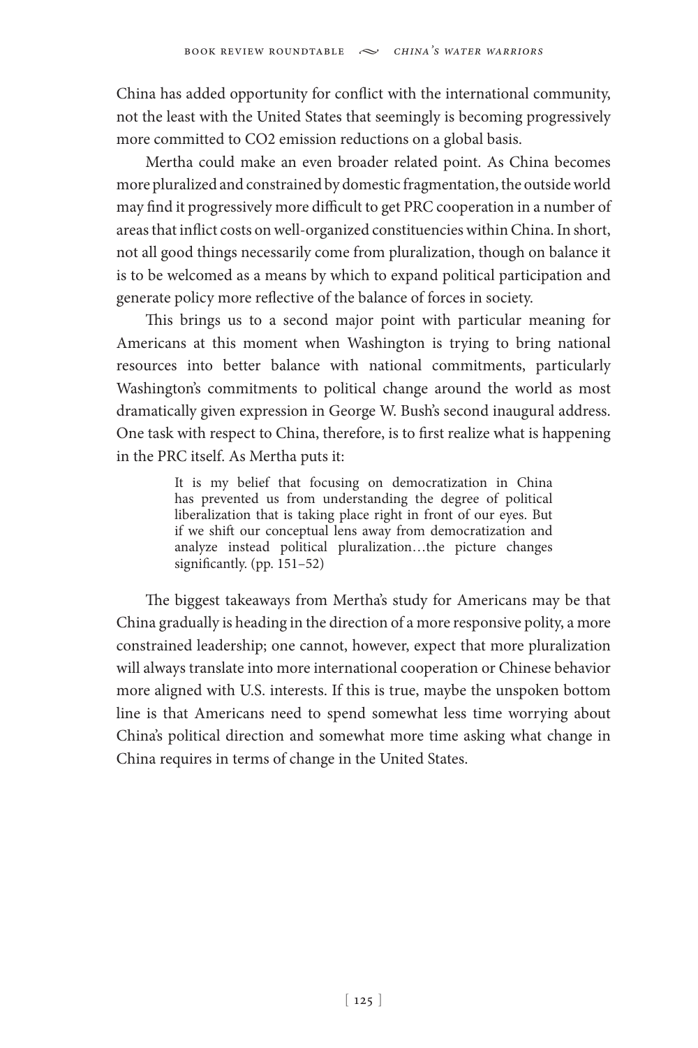China has added opportunity for conflict with the international community, not the least with the United States that seemingly is becoming progressively more committed to $CO_2$ emission reductions on a global basis.

Mertha could make an even broader related point. As China becomes more pluralized and constrained by domestic fragmentation, the outside world may find it progressively more difficult to get PRC cooperation in a number of areas that inflict costs on well-organized constituencies within China. In short, not all good things necessarily come from pluralization, though on balance it is to be welcomed as a means by which to expand political participation and generate policy more reflective of the balance of forces in society.

This brings us to a second major point with particular meaning for Americans at this moment when Washington is trying to bring national resources into better balance with national commitments, particularly Washington's commitments to political change around the world as most dramatically given expression in George W. Bush's second inaugural address. One task with respect to China, therefore, is to first realize what is happening in the PRC itself. As Mertha puts it:

> It is my belief that focusing on democratization in China has prevented us from understanding the degree of political liberalization that is taking place right in front of our eyes. But if we shift our conceptual lens away from democratization and analyze instead political pluralization…the picture changes significantly. (pp. 151–52)

The biggest takeaways from Mertha's study for Americans may be that China gradually is heading in the direction of a more responsive polity, a more constrained leadership; one cannot, however, expect that more pluralization will always translate into more international cooperation or Chinese behavior more aligned with U.S. interests. If this is true, maybe the unspoken bottom line is that Americans need to spend somewhat less time worrying about China's political direction and somewhat more time asking what change in China requires in terms of change in the United States.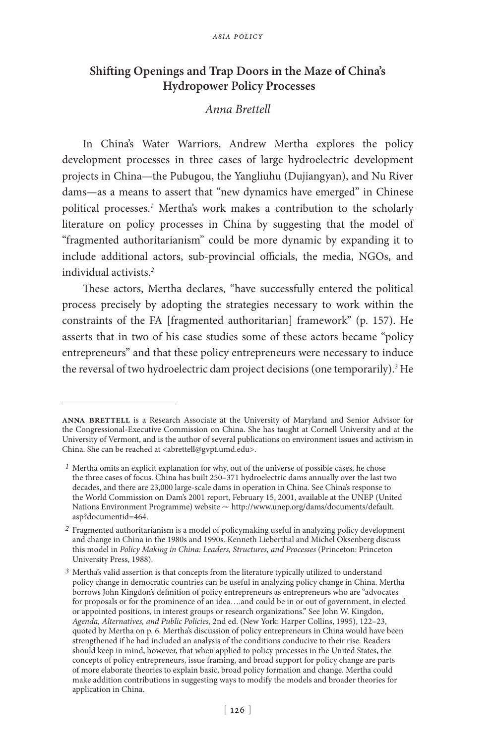## Shifting Openings and Trap Doors in the Maze of China's Hydropower Policy Processes

*Anna Brettell*

In China's Water Warriors, Andrew Mertha explores the policy development processes in three cases of large hydroelectric development projects in China—the Pubugou, the Yangliuhu (Dujiangyan), and Nu River dams—as a means to assert that "new dynamics have emerged" in Chinese political processes.[1] Mertha's work makes a contribution to the scholarly literature on policy processes in China by suggesting that the model of "fragmented authoritarianism" could be more dynamic by expanding it to include additional actors, sub-provincial officials, the media, NGOs, and individual activists.[2]

These actors, Mertha declares, "have successfully entered the political process precisely by adopting the strategies necessary to work within the constraints of the FA [fragmented authoritarian] framework" (p. 157). He asserts that in two of his case studies some of these actors became "policy entrepreneurs" and that these policy entrepreneurs were necessary to induce the reversal of two hydroelectric dam project decisions (one temporarily).[3] He

---

**ANNA BRETTELL** is a Research Associate at the University of Maryland and Senior Advisor for the Congressional-Executive Commission on China. She has taught at Cornell University and at the University of Vermont, and is the author of several publications on environment issues and activism in China. She can be reached at <abrettell@gvpt.umd.edu>.

[1] Mertha omits an explicit explanation for why, out of the universe of possible cases, he chose the three cases of focus. China has built 250–371 hydroelectric dams annually over the last two decades, and there are 23,000 large-scale dams in operation in China. See China's response to the World Commission on Dam's 2001 report, February 15, 2001, available at the UNEP (United Nations Environment Programme) website ~ http://www.unep.org/dams/documents/default.asp?documentid=464.

[2] Fragmented authoritarianism is a model of policymaking useful in analyzing policy development and change in China in the 1980s and 1990s. Kenneth Lieberthal and Michel Oksenberg discuss this model in *Policy Making in China: Leaders, Structures, and Processes* (Princeton: Princeton University Press, 1988).

[3] Mertha's valid assertion is that concepts from the literature typically utilized to understand policy change in democratic countries can be useful in analyzing policy change in China. Mertha borrows John Kingdon's definition of policy entrepreneurs as entrepreneurs who are "advocates for proposals or for the prominence of an idea….and could be in or out of government, in elected or appointed positions, in interest groups or research organizations." See John W. Kingdon, *Agenda, Alternatives, and Public Policies*, 2nd ed. (New York: Harper Collins, 1995), 122–23, quoted by Mertha on p. 6. Mertha's discussion of policy entrepreneurs in China would have been strengthened if he had included an analysis of the conditions conducive to their rise. Readers should keep in mind, however, that when applied to policy processes in the United States, the concepts of policy entrepreneurs, issue framing, and broad support for policy change are parts of more elaborate theories to explain basic, broad policy formation and change. Mertha could make addition contributions in suggesting ways to modify the models and broader theories for application in China.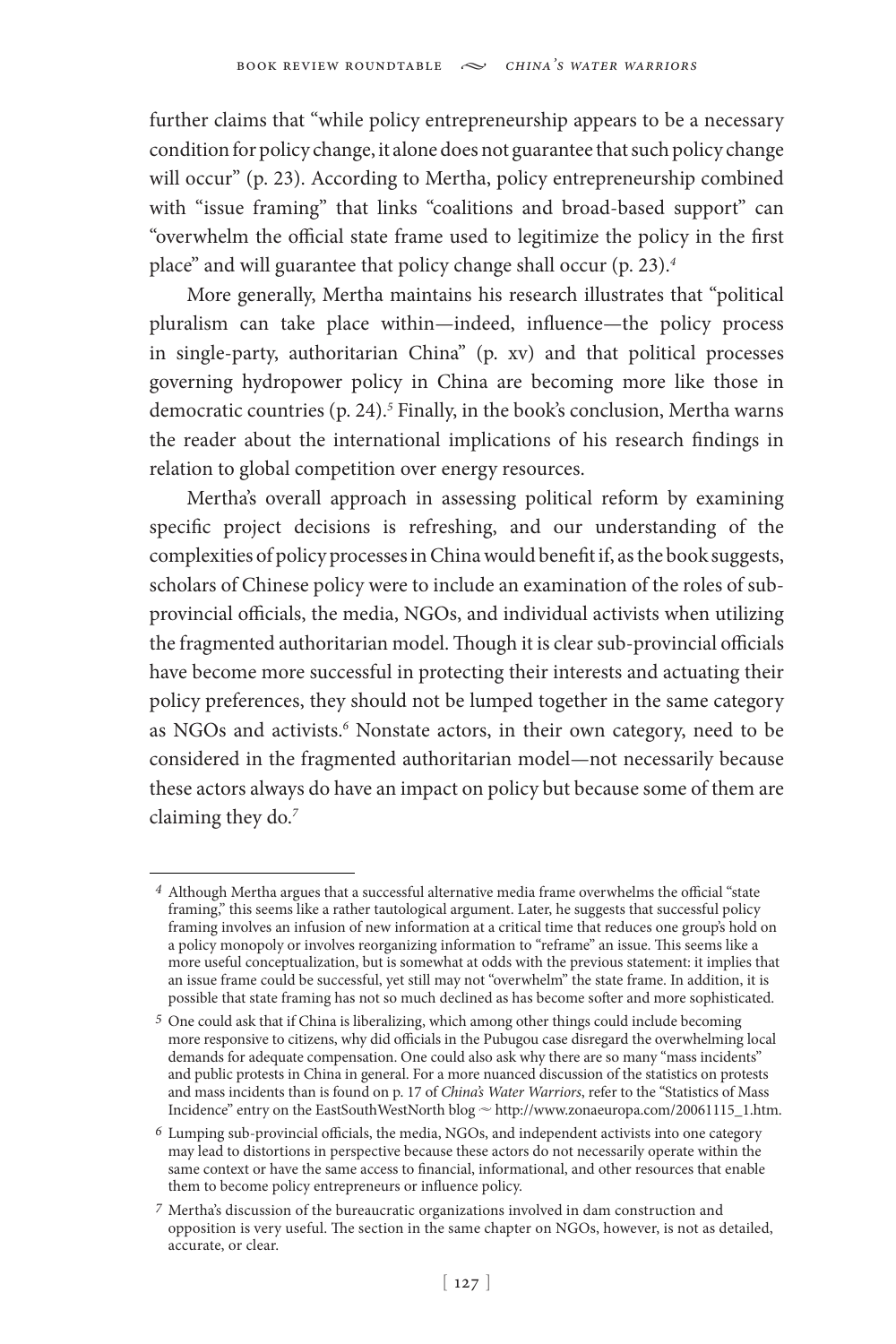further claims that "while policy entrepreneurship appears to be a necessary condition for policy change, it alone does not guarantee that such policy change will occur" (p. 23). According to Mertha, policy entrepreneurship combined with "issue framing" that links "coalitions and broad-based support" can "overwhelm the official state frame used to legitimize the policy in the first place" and will guarantee that policy change shall occur (p. 23).[4]

More generally, Mertha maintains his research illustrates that "political pluralism can take place within—indeed, influence—the policy process in single-party, authoritarian China" (p. xv) and that political processes governing hydropower policy in China are becoming more like those in democratic countries (p. 24).[5] Finally, in the book's conclusion, Mertha warns the reader about the international implications of his research findings in relation to global competition over energy resources.

Mertha's overall approach in assessing political reform by examining specific project decisions is refreshing, and our understanding of the complexities of policy processes in China would benefit if, as the book suggests, scholars of Chinese policy were to include an examination of the roles of sub-provincial officials, the media, NGOs, and individual activists when utilizing the fragmented authoritarian model. Though it is clear sub-provincial officials have become more successful in protecting their interests and actuating their policy preferences, they should not be lumped together in the same category as NGOs and activists.[6] Nonstate actors, in their own category, need to be considered in the fragmented authoritarian model—not necessarily because these actors always do have an impact on policy but because some of them are claiming they do.[7]

---

[4] Although Mertha argues that a successful alternative media frame overwhelms the official "state framing," this seems like a rather tautological argument. Later, he suggests that successful policy framing involves an infusion of new information at a critical time that reduces one group's hold on a policy monopoly or involves reorganizing information to "reframe" an issue. This seems like a more useful conceptualization, but is somewhat at odds with the previous statement: it implies that an issue frame could be successful, yet still may not "overwhelm" the state frame. In addition, it is possible that state framing has not so much declined as has become softer and more sophisticated.

[5] One could ask that if China is liberalizing, which among other things could include becoming more responsive to citizens, why did officials in the Pubugou case disregard the overwhelming local demands for adequate compensation. One could also ask why there are so many "mass incidents" and public protests in China in general. For a more nuanced discussion of the statistics on protests and mass incidents than is found on p. 17 of *China's Water Warriors*, refer to the "Statistics of Mass Incidence" entry on the EastSouthWestNorth blog ~ http://www.zonaeuropa.com/20061115_1.htm.

[6] Lumping sub-provincial officials, the media, NGOs, and independent activists into one category may lead to distortions in perspective because these actors do not necessarily operate within the same context or have the same access to financial, informational, and other resources that enable them to become policy entrepreneurs or influence policy.

[7] Mertha's discussion of the bureaucratic organizations involved in dam construction and opposition is very useful. The section in the same chapter on NGOs, however, is not as detailed, accurate, or clear.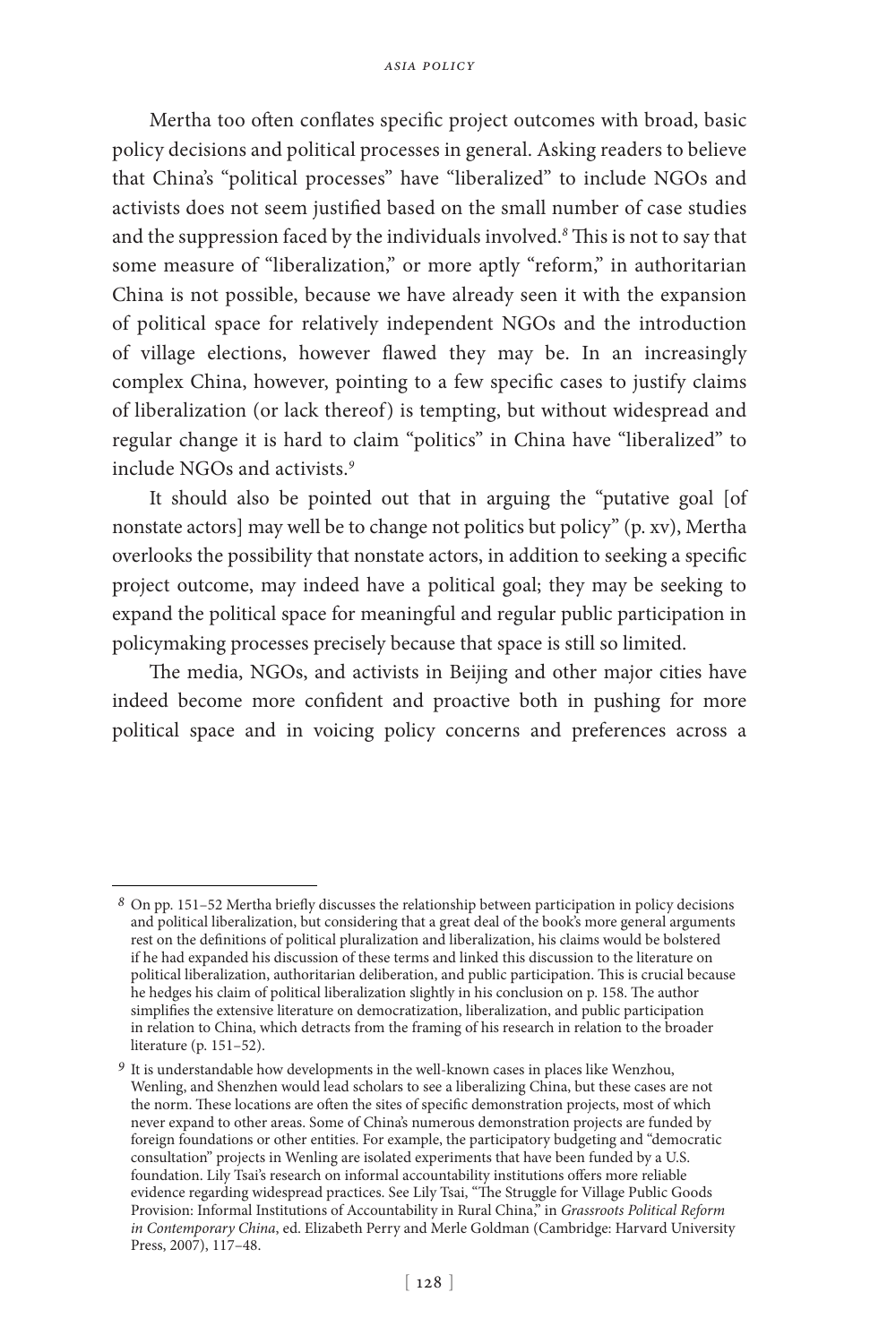Mertha too often conflates specific project outcomes with broad, basic policy decisions and political processes in general. Asking readers to believe that China's "political processes" have "liberalized" to include NGOs and activists does not seem justified based on the small number of case studies and the suppression faced by the individuals involved.[8] This is not to say that some measure of "liberalization," or more aptly "reform," in authoritarian China is not possible, because we have already seen it with the expansion of political space for relatively independent NGOs and the introduction of village elections, however flawed they may be. In an increasingly complex China, however, pointing to a few specific cases to justify claims of liberalization (or lack thereof) is tempting, but without widespread and regular change it is hard to claim "politics" in China have "liberalized" to include NGOs and activists.[9]

It should also be pointed out that in arguing the "putative goal [of nonstate actors] may well be to change not politics but policy" (p. xv), Mertha overlooks the possibility that nonstate actors, in addition to seeking a specific project outcome, may indeed have a political goal; they may be seeking to expand the political space for meaningful and regular public participation in policymaking processes precisely because that space is still so limited.

The media, NGOs, and activists in Beijing and other major cities have indeed become more confident and proactive both in pushing for more political space and in voicing policy concerns and preferences across a

---

[8] On pp. 151–52 Mertha briefly discusses the relationship between participation in policy decisions and political liberalization, but considering that a great deal of the book's more general arguments rest on the definitions of political pluralization and liberalization, his claims would be bolstered if he had expanded his discussion of these terms and linked this discussion to the literature on political liberalization, authoritarian deliberation, and public participation. This is crucial because he hedges his claim of political liberalization slightly in his conclusion on p. 158. The author simplifies the extensive literature on democratization, liberalization, and public participation in relation to China, which detracts from the framing of his research in relation to the broader literature (p. 151–52).

[9] It is understandable how developments in the well-known cases in places like Wenzhou, Wenling, and Shenzhen would lead scholars to see a liberalizing China, but these cases are not the norm. These locations are often the sites of specific demonstration projects, most of which never expand to other areas. Some of China's numerous demonstration projects are funded by foreign foundations or other entities. For example, the participatory budgeting and "democratic consultation" projects in Wenling are isolated experiments that have been funded by a U.S. foundation. Lily Tsai's research on informal accountability institutions offers more reliable evidence regarding widespread practices. See Lily Tsai, "The Struggle for Village Public Goods Provision: Informal Institutions of Accountability in Rural China," in *Grassroots Political Reform in Contemporary China*, ed. Elizabeth Perry and Merle Goldman (Cambridge: Harvard University Press, 2007), 117–48.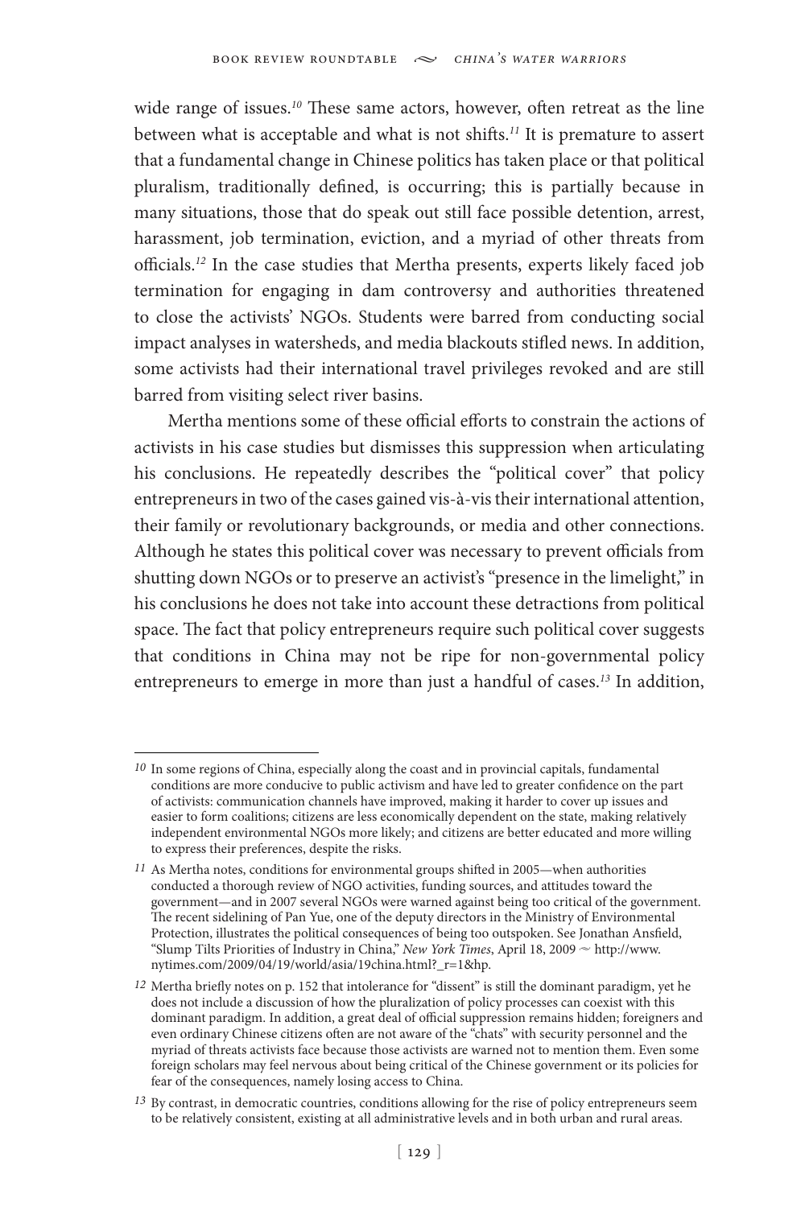wide range of issues.[10] These same actors, however, often retreat as the line between what is acceptable and what is not shifts.[11] It is premature to assert that a fundamental change in Chinese politics has taken place or that political pluralism, traditionally defined, is occurring; this is partially because in many situations, those that do speak out still face possible detention, arrest, harassment, job termination, eviction, and a myriad of other threats from officials.[12] In the case studies that Mertha presents, experts likely faced job termination for engaging in dam controversy and authorities threatened to close the activists' NGOs. Students were barred from conducting social impact analyses in watersheds, and media blackouts stifled news. In addition, some activists had their international travel privileges revoked and are still barred from visiting select river basins.

Mertha mentions some of these official efforts to constrain the actions of activists in his case studies but dismisses this suppression when articulating his conclusions. He repeatedly describes the "political cover" that policy entrepreneurs in two of the cases gained vis-à-vis their international attention, their family or revolutionary backgrounds, or media and other connections. Although he states this political cover was necessary to prevent officials from shutting down NGOs or to preserve an activist's "presence in the limelight," in his conclusions he does not take into account these detractions from political space. The fact that policy entrepreneurs require such political cover suggests that conditions in China may not be ripe for non-governmental policy entrepreneurs to emerge in more than just a handful of cases.[13] In addition,

---

[10] In some regions of China, especially along the coast and in provincial capitals, fundamental conditions are more conducive to public activism and have led to greater confidence on the part of activists: communication channels have improved, making it harder to cover up issues and easier to form coalitions; citizens are less economically dependent on the state, making relatively independent environmental NGOs more likely; and citizens are better educated and more willing to express their preferences, despite the risks.

[11] As Mertha notes, conditions for environmental groups shifted in 2005—when authorities conducted a thorough review of NGO activities, funding sources, and attitudes toward the government—and in 2007 several NGOs were warned against being too critical of the government. The recent sidelining of Pan Yue, one of the deputy directors in the Ministry of Environmental Protection, illustrates the political consequences of being too outspoken. See Jonathan Ansfield, "Slump Tilts Priorities of Industry in China," *New York Times*, April 18, 2009 ~ http://www.nytimes.com/2009/04/19/world/asia/19china.html?_r=1&hp.

[12] Mertha briefly notes on p. 152 that intolerance for "dissent" is still the dominant paradigm, yet he does not include a discussion of how the pluralization of policy processes can coexist with this dominant paradigm. In addition, a great deal of official suppression remains hidden; foreigners and even ordinary Chinese citizens often are not aware of the "chats" with security personnel and the myriad of threats activists face because those activists are warned not to mention them. Even some foreign scholars may feel nervous about being critical of the Chinese government or its policies for fear of the consequences, namely losing access to China.

[13] By contrast, in democratic countries, conditions allowing for the rise of policy entrepreneurs seem to be relatively consistent, existing at all administrative levels and in both urban and rural areas.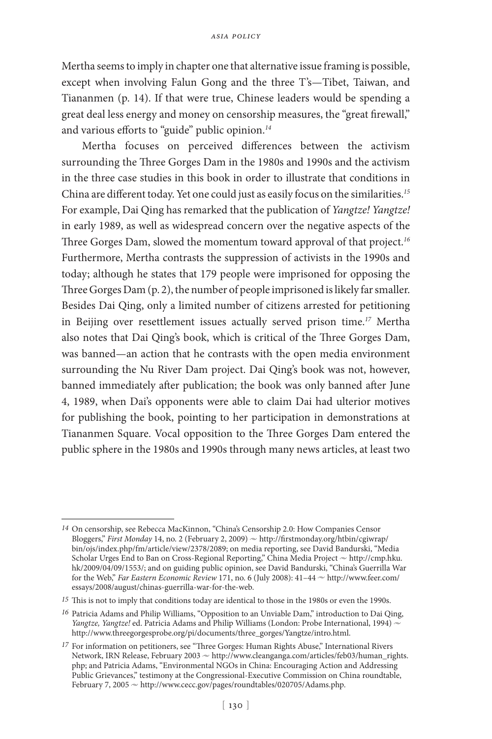Mertha seems to imply in chapter one that alternative issue framing is possible, except when involving Falun Gong and the three T's—Tibet, Taiwan, and Tiananmen (p. 14). If that were true, Chinese leaders would be spending a great deal less energy and money on censorship measures, the "great firewall," and various efforts to "guide" public opinion.[14]

Mertha focuses on perceived differences between the activism surrounding the Three Gorges Dam in the 1980s and 1990s and the activism in the three case studies in this book in order to illustrate that conditions in China are different today. Yet one could just as easily focus on the similarities.[15] For example, Dai Qing has remarked that the publication of *Yangtze! Yangtze!* in early 1989, as well as widespread concern over the negative aspects of the Three Gorges Dam, slowed the momentum toward approval of that project.[16] Furthermore, Mertha contrasts the suppression of activists in the 1990s and today; although he states that 179 people were imprisoned for opposing the Three Gorges Dam (p. 2), the number of people imprisoned is likely far smaller. Besides Dai Qing, only a limited number of citizens arrested for petitioning in Beijing over resettlement issues actually served prison time.[17] Mertha also notes that Dai Qing's book, which is critical of the Three Gorges Dam, was banned—an action that he contrasts with the open media environment surrounding the Nu River Dam project. Dai Qing's book was not, however, banned immediately after publication; the book was only banned after June 4, 1989, when Dai's opponents were able to claim Dai had ulterior motives for publishing the book, pointing to her participation in demonstrations at Tiananmen Square. Vocal opposition to the Three Gorges Dam entered the public sphere in the 1980s and 1990s through many news articles, at least two

---

[14] On censorship, see Rebecca MacKinnon, "China's Censorship 2.0: How Companies Censor Bloggers," *First Monday* 14, no. 2 (February 2, 2009) ~ http://firstmonday.org/htbin/cgiwrap/bin/ojs/index.php/fm/article/view/2378/2089; on media reporting, see David Bandurski, "Media Scholar Urges End to Ban on Cross-Regional Reporting," China Media Project ~ http://cmp.hku.hk/2009/04/09/1553/; and on guiding public opinion, see David Bandurski, "China's Guerrilla War for the Web," *Far Eastern Economic Review* 171, no. 6 (July 2008): 41–44 ~ http://www.feer.com/essays/2008/august/chinas-guerrilla-war-for-the-web.

[15] This is not to imply that conditions today are identical to those in the 1980s or even the 1990s.

[16] Patricia Adams and Philip Williams, "Opposition to an Unviable Dam," introduction to Dai Qing, *Yangtze, Yangtze!* ed. Patricia Adams and Philip Williams (London: Probe International, 1994) ~ http://www.threegorgesprobe.org/pi/documents/three_gorges/Yangtze/intro.html.

[17] For information on petitioners, see "Three Gorges: Human Rights Abuse," International Rivers Network, IRN Release, February 2003 ~ http://www.cleanganga.com/articles/feb03/human_rights.php; and Patricia Adams, "Environmental NGOs in China: Encouraging Action and Addressing Public Grievances," testimony at the Congressional-Executive Commission on China roundtable, February 7, 2005 ~ http://www.cecc.gov/pages/roundtables/020705/Adams.php.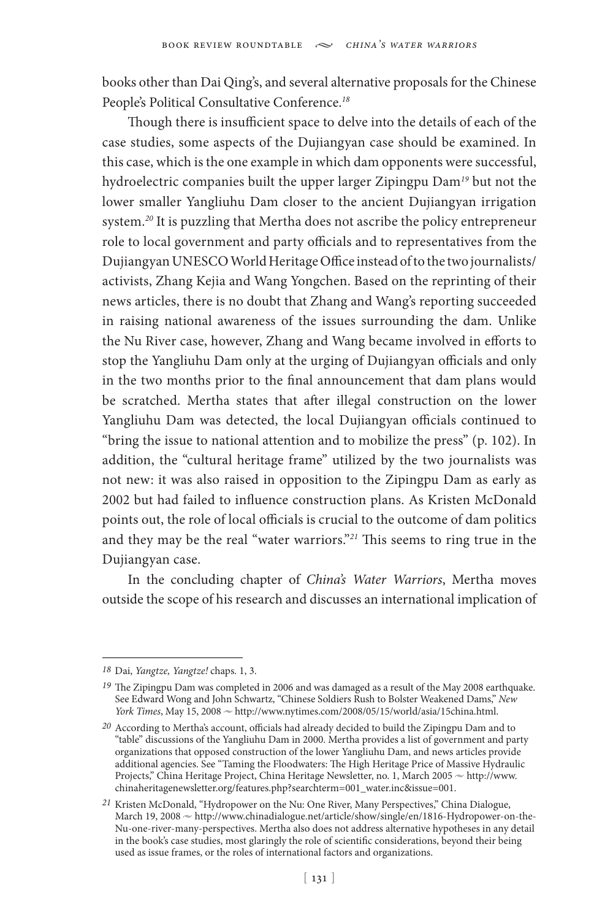books other than Dai Qing's, and several alternative proposals for the Chinese People's Political Consultative Conference.[18]

Though there is insufficient space to delve into the details of each of the case studies, some aspects of the Dujiangyan case should be examined. In this case, which is the one example in which dam opponents were successful, hydroelectric companies built the upper larger Zipingpu Dam[19] but not the lower smaller Yangliuhu Dam closer to the ancient Dujiangyan irrigation system.[20] It is puzzling that Mertha does not ascribe the policy entrepreneur role to local government and party officials and to representatives from the Dujiangyan UNESCO World Heritage Office instead of to the two journalists/activists, Zhang Kejia and Wang Yongchen. Based on the reprinting of their news articles, there is no doubt that Zhang and Wang's reporting succeeded in raising national awareness of the issues surrounding the dam. Unlike the Nu River case, however, Zhang and Wang became involved in efforts to stop the Yangliuhu Dam only at the urging of Dujiangyan officials and only in the two months prior to the final announcement that dam plans would be scratched. Mertha states that after illegal construction on the lower Yangliuhu Dam was detected, the local Dujiangyan officials continued to "bring the issue to national attention and to mobilize the press" (p. 102). In addition, the "cultural heritage frame" utilized by the two journalists was not new: it was also raised in opposition to the Zipingpu Dam as early as 2002 but had failed to influence construction plans. As Kristen McDonald points out, the role of local officials is crucial to the outcome of dam politics and they may be the real "water warriors."[21] This seems to ring true in the Dujiangyan case.

In the concluding chapter of *China's Water Warriors*, Mertha moves outside the scope of his research and discusses an international implication of

---

[18] Dai, *Yangtze, Yangtze!* chaps. 1, 3.

[19] The Zipingpu Dam was completed in 2006 and was damaged as a result of the May 2008 earthquake. See Edward Wong and John Schwartz, "Chinese Soldiers Rush to Bolster Weakened Dams," *New York Times*, May 15, 2008 ~ http://www.nytimes.com/2008/05/15/world/asia/15china.html.

[20] According to Mertha's account, officials had already decided to build the Zipingpu Dam and to "table" discussions of the Yangliuhu Dam in 2000. Mertha provides a list of government and party organizations that opposed construction of the lower Yangliuhu Dam, and news articles provide additional agencies. See "Taming the Floodwaters: The High Heritage Price of Massive Hydraulic Projects," China Heritage Project, China Heritage Newsletter, no. 1, March 2005 ~ http://www.chinaheritagenewsletter.org/features.php?searchterm=001_water.inc&issue=001.

[21] Kristen McDonald, "Hydropower on the Nu: One River, Many Perspectives," China Dialogue, March 19, 2008 ~ http://www.chinadialogue.net/article/show/single/en/1816-Hydropower-on-the-Nu-one-river-many-perspectives. Mertha also does not address alternative hypotheses in any detail in the book's case studies, most glaringly the role of scientific considerations, beyond their being used as issue frames, or the roles of international factors and organizations.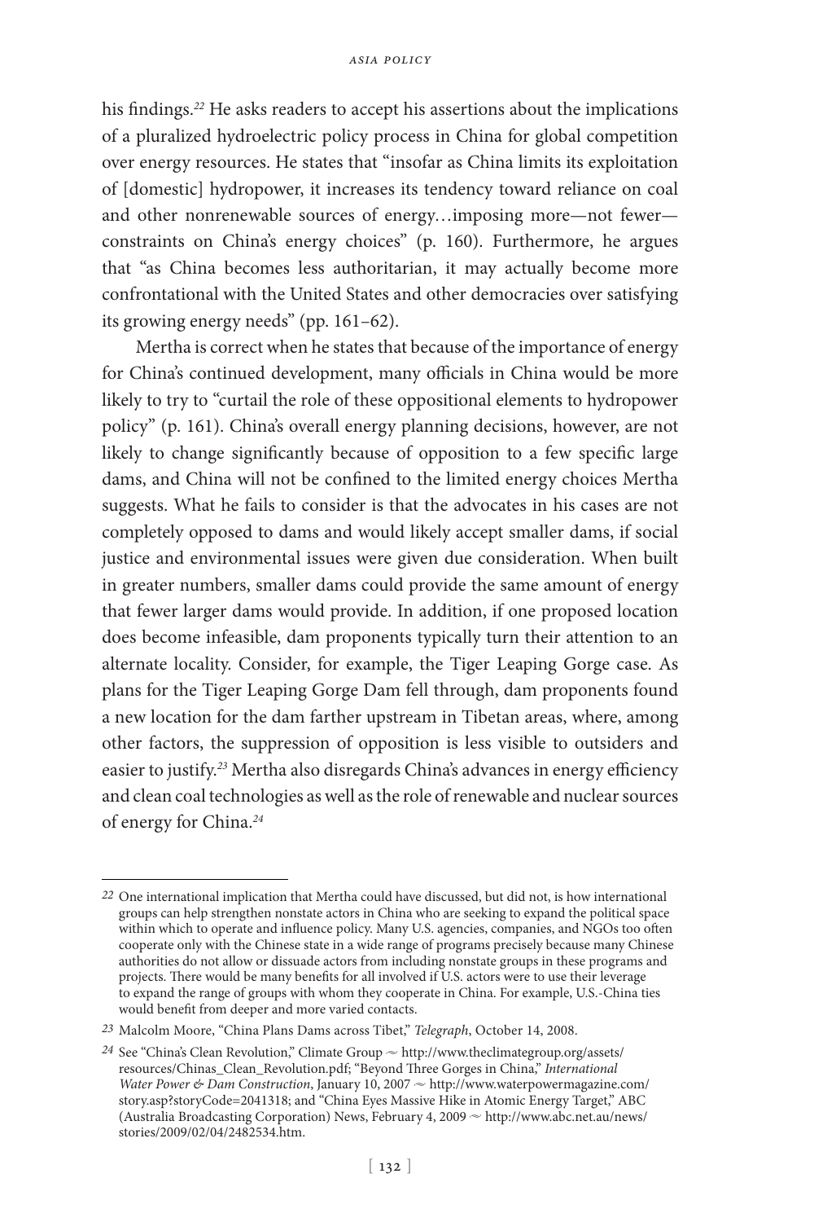his findings.[22] He asks readers to accept his assertions about the implications of a pluralized hydroelectric policy process in China for global competition over energy resources. He states that "insofar as China limits its exploitation of [domestic] hydropower, it increases its tendency toward reliance on coal and other nonrenewable sources of energy…imposing more—not fewer—constraints on China's energy choices" (p. 160). Furthermore, he argues that "as China becomes less authoritarian, it may actually become more confrontational with the United States and other democracies over satisfying its growing energy needs" (pp. 161–62).

Mertha is correct when he states that because of the importance of energy for China's continued development, many officials in China would be more likely to try to "curtail the role of these oppositional elements to hydropower policy" (p. 161). China's overall energy planning decisions, however, are not likely to change significantly because of opposition to a few specific large dams, and China will not be confined to the limited energy choices Mertha suggests. What he fails to consider is that the advocates in his cases are not completely opposed to dams and would likely accept smaller dams, if social justice and environmental issues were given due consideration. When built in greater numbers, smaller dams could provide the same amount of energy that fewer larger dams would provide. In addition, if one proposed location does become infeasible, dam proponents typically turn their attention to an alternate locality. Consider, for example, the Tiger Leaping Gorge case. As plans for the Tiger Leaping Gorge Dam fell through, dam proponents found a new location for the dam farther upstream in Tibetan areas, where, among other factors, the suppression of opposition is less visible to outsiders and easier to justify.[23] Mertha also disregards China's advances in energy efficiency and clean coal technologies as well as the role of renewable and nuclear sources of energy for China.[24]

---

[22] One international implication that Mertha could have discussed, but did not, is how international groups can help strengthen nonstate actors in China who are seeking to expand the political space within which to operate and influence policy. Many U.S. agencies, companies, and NGOs too often cooperate only with the Chinese state in a wide range of programs precisely because many Chinese authorities do not allow or dissuade actors from including nonstate groups in these programs and projects. There would be many benefits for all involved if U.S. actors were to use their leverage to expand the range of groups with whom they cooperate in China. For example, U.S.-China ties would benefit from deeper and more varied contacts.

[23] Malcolm Moore, "China Plans Dams across Tibet," *Telegraph*, October 14, 2008.

[24] See "China's Clean Revolution," Climate Group ~ http://www.theclimategroup.org/assets/resources/Chinas_Clean_Revolution.pdf; "Beyond Three Gorges in China," *International Water Power & Dam Construction*, January 10, 2007 ~ http://www.waterpowermagazine.com/story.asp?storyCode=2041318; and "China Eyes Massive Hike in Atomic Energy Target," ABC (Australia Broadcasting Corporation) News, February 4, 2009 ~ http://www.abc.net.au/news/stories/2009/02/04/2482534.htm.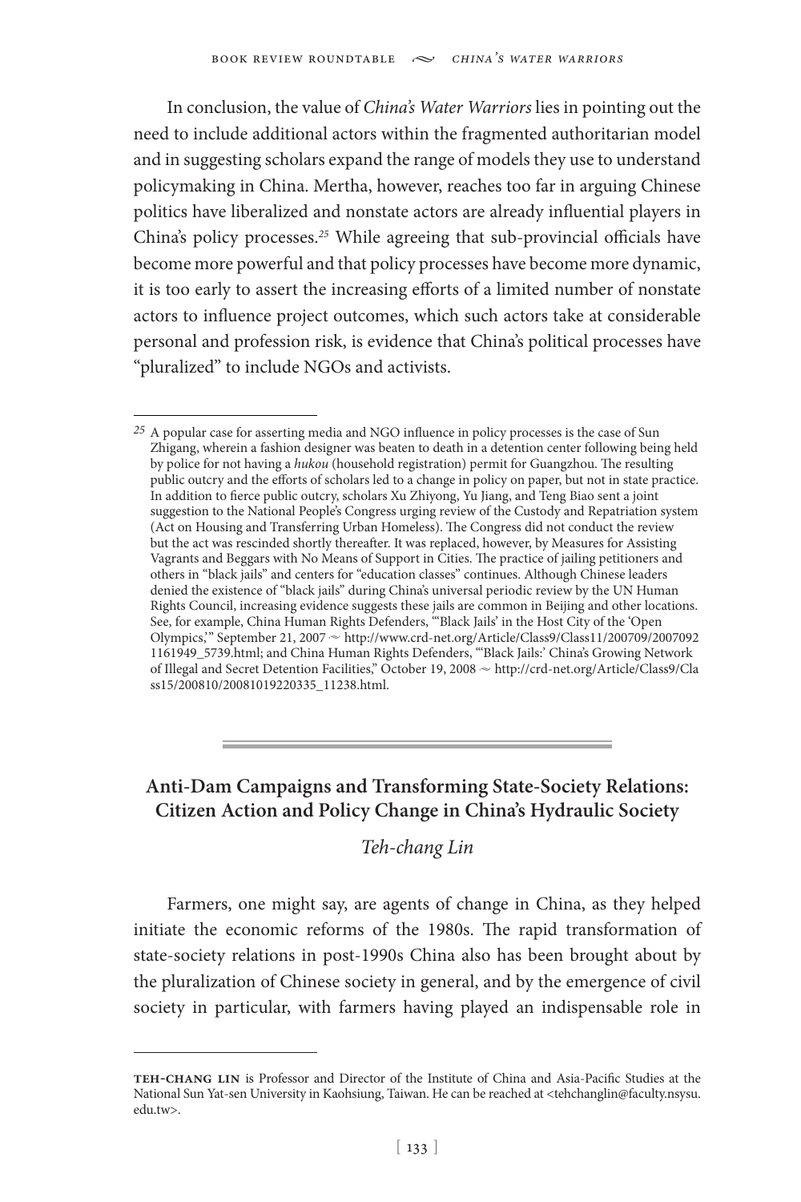In conclusion, the value of *China's Water Warriors* lies in pointing out the need to include additional actors within the fragmented authoritarian model and in suggesting scholars expand the range of models they use to understand policymaking in China. Mertha, however, reaches too far in arguing Chinese politics have liberalized and nonstate actors are already influential players in China's policy processes.[25] While agreeing that sub-provincial officials have become more powerful and that policy processes have become more dynamic, it is too early to assert the increasing efforts of a limited number of nonstate actors to influence project outcomes, which such actors take at considerable personal and profession risk, is evidence that China's political processes have "pluralized" to include NGOs and activists.

[25] A popular case for asserting media and NGO influence in policy processes is the case of Sun Zhigang, wherein a fashion designer was beaten to death in a detention center following being held by police for not having a *hukou* (household registration) permit for Guangzhou. The resulting public outcry and the efforts of scholars led to a change in policy on paper, but not in state practice. In addition to fierce public outcry, scholars Xu Zhiyong, Yu Jiang, and Teng Biao sent a joint suggestion to the National People's Congress urging review of the Custody and Repatriation system (Act on Housing and Transferring Urban Homeless). The Congress did not conduct the review but the act was rescinded shortly thereafter. It was replaced, however, by Measures for Assisting Vagrants and Beggars with No Means of Support in Cities. The practice of jailing petitioners and others in "black jails" and centers for "education classes" continues. Although Chinese leaders denied the existence of "black jails" during China's universal periodic review by the UN Human Rights Council, increasing evidence suggests these jails are common in Beijing and other locations. See, for example, China Human Rights Defenders, "'Black Jails' in the Host City of the 'Open Olympics,'" September 21, 2007 ~ http://www.crd-net.org/Article/Class9/Class11/200709/20070921161949_5739.html; and China Human Rights Defenders, "'Black Jails:' China's Growing Network of Illegal and Secret Detention Facilities," October 19, 2008 ~ http://crd-net.org/Article/Class9/Class15/200810/20081019220335_11238.html.

## Anti-Dam Campaigns and Transforming State-Society Relations: Citizen Action and Policy Change in China's Hydraulic Society

*Teh-chang Lin*

Farmers, one might say, are agents of change in China, as they helped initiate the economic reforms of the 1980s. The rapid transformation of state-society relations in post-1990s China also has been brought about by the pluralization of Chinese society in general, and by the emergence of civil society in particular, with farmers having played an indispensable role in

**Teh-chang Lin** is Professor and Director of the Institute of China and Asia-Pacific Studies at the National Sun Yat-sen University in Kaohsiung, Taiwan. He can be reached at <tehchanglin@faculty.nsysu.edu.tw>.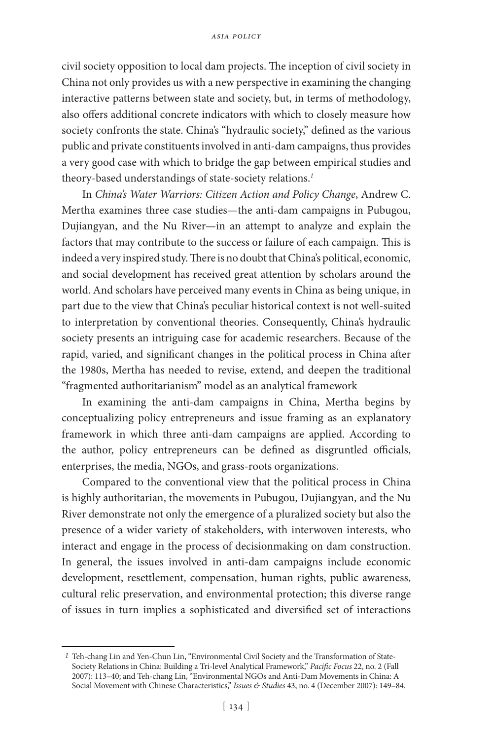civil society opposition to local dam projects. The inception of civil society in China not only provides us with a new perspective in examining the changing interactive patterns between state and society, but, in terms of methodology, also offers additional concrete indicators with which to closely measure how society confronts the state. China's "hydraulic society," defined as the various public and private constituents involved in anti-dam campaigns, thus provides a very good case with which to bridge the gap between empirical studies and theory-based understandings of state-society relations.[1]

In *China's Water Warriors: Citizen Action and Policy Change*, Andrew C. Mertha examines three case studies—the anti-dam campaigns in Pubugou, Dujiangyan, and the Nu River—in an attempt to analyze and explain the factors that may contribute to the success or failure of each campaign. This is indeed a very inspired study. There is no doubt that China's political, economic, and social development has received great attention by scholars around the world. And scholars have perceived many events in China as being unique, in part due to the view that China's peculiar historical context is not well-suited to interpretation by conventional theories. Consequently, China's hydraulic society presents an intriguing case for academic researchers. Because of the rapid, varied, and significant changes in the political process in China after the 1980s, Mertha has needed to revise, extend, and deepen the traditional "fragmented authoritarianism" model as an analytical framework

In examining the anti-dam campaigns in China, Mertha begins by conceptualizing policy entrepreneurs and issue framing as an explanatory framework in which three anti-dam campaigns are applied. According to the author, policy entrepreneurs can be defined as disgruntled officials, enterprises, the media, NGOs, and grass-roots organizations.

Compared to the conventional view that the political process in China is highly authoritarian, the movements in Pubugou, Dujiangyan, and the Nu River demonstrate not only the emergence of a pluralized society but also the presence of a wider variety of stakeholders, with interwoven interests, who interact and engage in the process of decisionmaking on dam construction. In general, the issues involved in anti-dam campaigns include economic development, resettlement, compensation, human rights, public awareness, cultural relic preservation, and environmental protection; this diverse range of issues in turn implies a sophisticated and diversified set of interactions

[1] Teh-chang Lin and Yen-Chun Lin, "Environmental Civil Society and the Transformation of State-Society Relations in China: Building a Tri-level Analytical Framework," *Pacific Focus* 22, no. 2 (Fall 2007): 113–40; and Teh-chang Lin, "Environmental NGOs and Anti-Dam Movements in China: A Social Movement with Chinese Characteristics," *Issues & Studies* 43, no. 4 (December 2007): 149–84.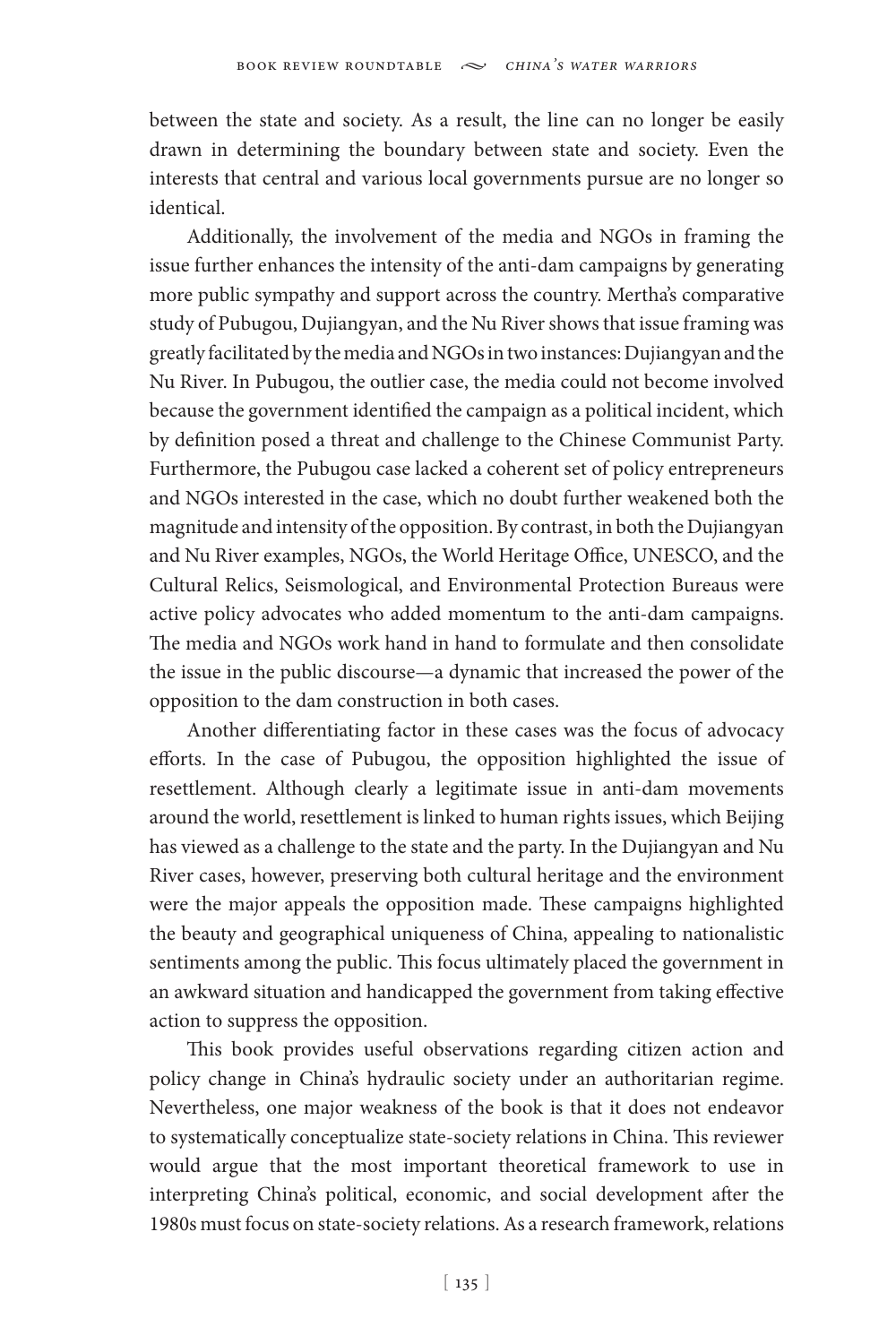between the state and society. As a result, the line can no longer be easily drawn in determining the boundary between state and society. Even the interests that central and various local governments pursue are no longer so identical.

Additionally, the involvement of the media and NGOs in framing the issue further enhances the intensity of the anti-dam campaigns by generating more public sympathy and support across the country. Mertha's comparative study of Pubugou, Dujiangyan, and the Nu River shows that issue framing was greatly facilitated by the media and NGOs in two instances: Dujiangyan and the Nu River. In Pubugou, the outlier case, the media could not become involved because the government identified the campaign as a political incident, which by definition posed a threat and challenge to the Chinese Communist Party. Furthermore, the Pubugou case lacked a coherent set of policy entrepreneurs and NGOs interested in the case, which no doubt further weakened both the magnitude and intensity of the opposition. By contrast, in both the Dujiangyan and Nu River examples, NGOs, the World Heritage Office, UNESCO, and the Cultural Relics, Seismological, and Environmental Protection Bureaus were active policy advocates who added momentum to the anti-dam campaigns. The media and NGOs work hand in hand to formulate and then consolidate the issue in the public discourse—a dynamic that increased the power of the opposition to the dam construction in both cases.

Another differentiating factor in these cases was the focus of advocacy efforts. In the case of Pubugou, the opposition highlighted the issue of resettlement. Although clearly a legitimate issue in anti-dam movements around the world, resettlement is linked to human rights issues, which Beijing has viewed as a challenge to the state and the party. In the Dujiangyan and Nu River cases, however, preserving both cultural heritage and the environment were the major appeals the opposition made. These campaigns highlighted the beauty and geographical uniqueness of China, appealing to nationalistic sentiments among the public. This focus ultimately placed the government in an awkward situation and handicapped the government from taking effective action to suppress the opposition.

This book provides useful observations regarding citizen action and policy change in China's hydraulic society under an authoritarian regime. Nevertheless, one major weakness of the book is that it does not endeavor to systematically conceptualize state-society relations in China. This reviewer would argue that the most important theoretical framework to use in interpreting China's political, economic, and social development after the 1980s must focus on state-society relations. As a research framework, relations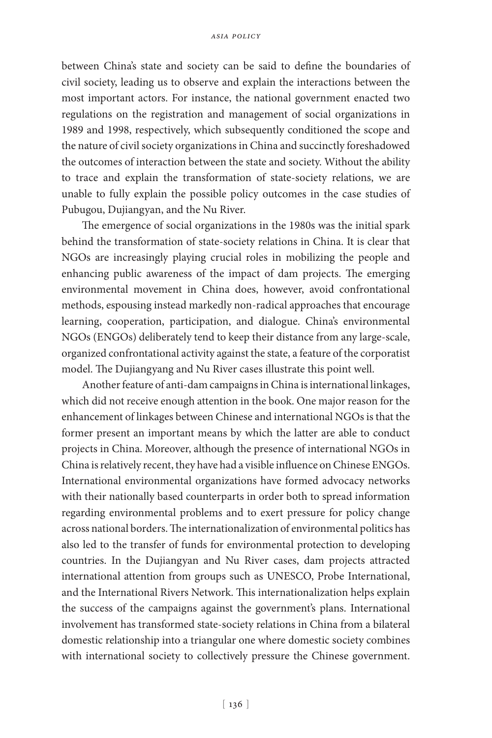between China's state and society can be said to define the boundaries of civil society, leading us to observe and explain the interactions between the most important actors. For instance, the national government enacted two regulations on the registration and management of social organizations in 1989 and 1998, respectively, which subsequently conditioned the scope and the nature of civil society organizations in China and succinctly foreshadowed the outcomes of interaction between the state and society. Without the ability to trace and explain the transformation of state-society relations, we are unable to fully explain the possible policy outcomes in the case studies of Pubugou, Dujiangyan, and the Nu River.

The emergence of social organizations in the 1980s was the initial spark behind the transformation of state-society relations in China. It is clear that NGOs are increasingly playing crucial roles in mobilizing the people and enhancing public awareness of the impact of dam projects. The emerging environmental movement in China does, however, avoid confrontational methods, espousing instead markedly non-radical approaches that encourage learning, cooperation, participation, and dialogue. China's environmental NGOs (ENGOs) deliberately tend to keep their distance from any large-scale, organized confrontational activity against the state, a feature of the corporatist model. The Dujiangyang and Nu River cases illustrate this point well.

Another feature of anti-dam campaigns in China is international linkages, which did not receive enough attention in the book. One major reason for the enhancement of linkages between Chinese and international NGOs is that the former present an important means by which the latter are able to conduct projects in China. Moreover, although the presence of international NGOs in China is relatively recent, they have had a visible influence on Chinese ENGOs. International environmental organizations have formed advocacy networks with their nationally based counterparts in order both to spread information regarding environmental problems and to exert pressure for policy change across national borders. The internationalization of environmental politics has also led to the transfer of funds for environmental protection to developing countries. In the Dujiangyan and Nu River cases, dam projects attracted international attention from groups such as UNESCO, Probe International, and the International Rivers Network. This internationalization helps explain the success of the campaigns against the government's plans. International involvement has transformed state-society relations in China from a bilateral domestic relationship into a triangular one where domestic society combines with international society to collectively pressure the Chinese government.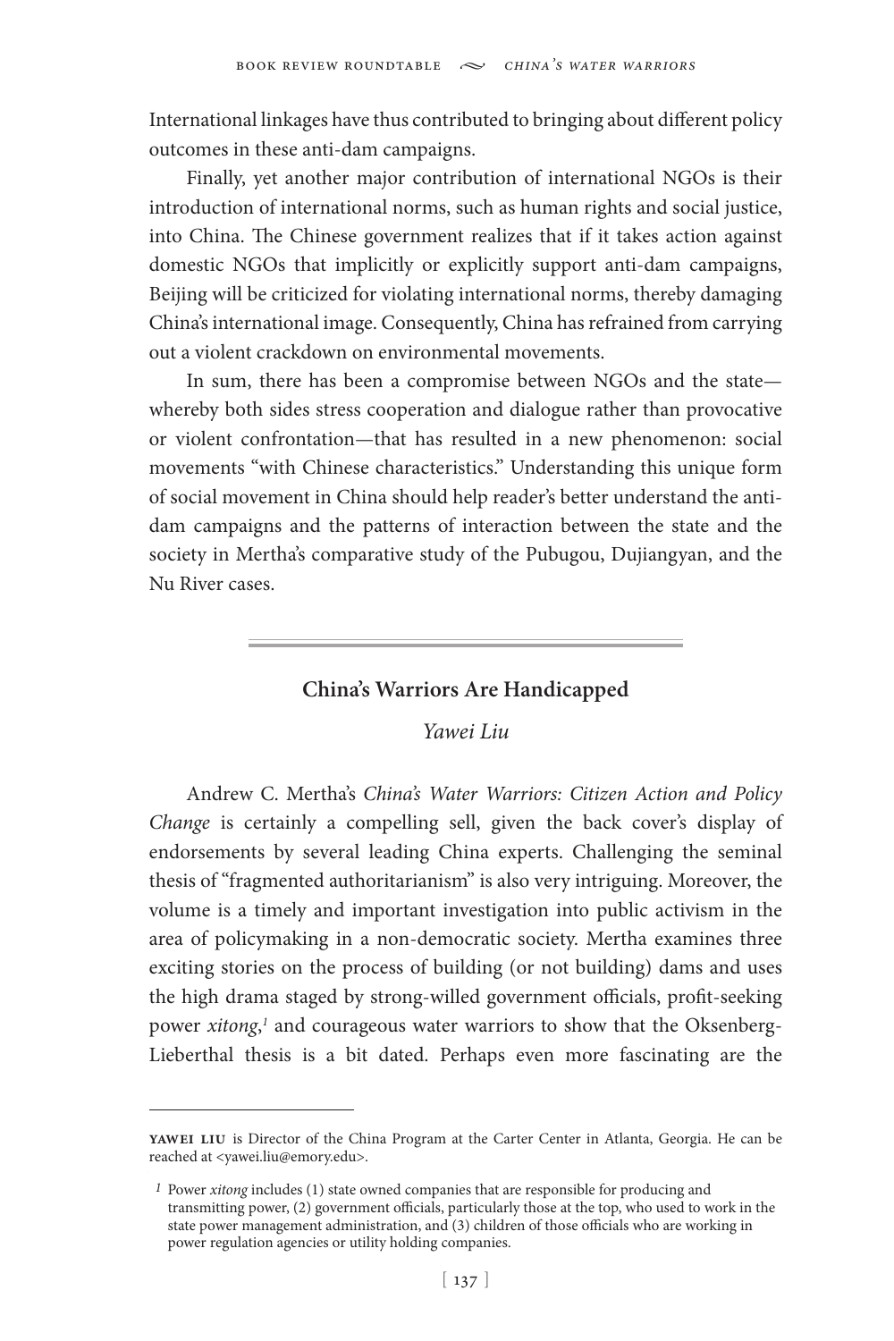International linkages have thus contributed to bringing about different policy outcomes in these anti-dam campaigns.

Finally, yet another major contribution of international NGOs is their introduction of international norms, such as human rights and social justice, into China. The Chinese government realizes that if it takes action against domestic NGOs that implicitly or explicitly support anti-dam campaigns, Beijing will be criticized for violating international norms, thereby damaging China's international image. Consequently, China has refrained from carrying out a violent crackdown on environmental movements.

In sum, there has been a compromise between NGOs and the state—whereby both sides stress cooperation and dialogue rather than provocative or violent confrontation—that has resulted in a new phenomenon: social movements "with Chinese characteristics." Understanding this unique form of social movement in China should help reader's better understand the anti-dam campaigns and the patterns of interaction between the state and the society in Mertha's comparative study of the Pubugou, Dujiangyan, and the Nu River cases.

---

## China's Warriors Are Handicapped

*Yawei Liu*

Andrew C. Mertha's *China's Water Warriors: Citizen Action and Policy Change* is certainly a compelling sell, given the back cover's display of endorsements by several leading China experts. Challenging the seminal thesis of "fragmented authoritarianism" is also very intriguing. Moreover, the volume is a timely and important investigation into public activism in the area of policymaking in a non-democratic society. Mertha examines three exciting stories on the process of building (or not building) dams and uses the high drama staged by strong-willed government officials, profit-seeking power *xitong*,[1] and courageous water warriors to show that the Oksenberg-Lieberthal thesis is a bit dated. Perhaps even more fascinating are the

---

**YAWEI LIU** is Director of the China Program at the Carter Center in Atlanta, Georgia. He can be reached at <yawei.liu@emory.edu>.

[1] Power *xitong* includes (1) state owned companies that are responsible for producing and transmitting power, (2) government officials, particularly those at the top, who used to work in the state power management administration, and (3) children of those officials who are working in power regulation agencies or utility holding companies.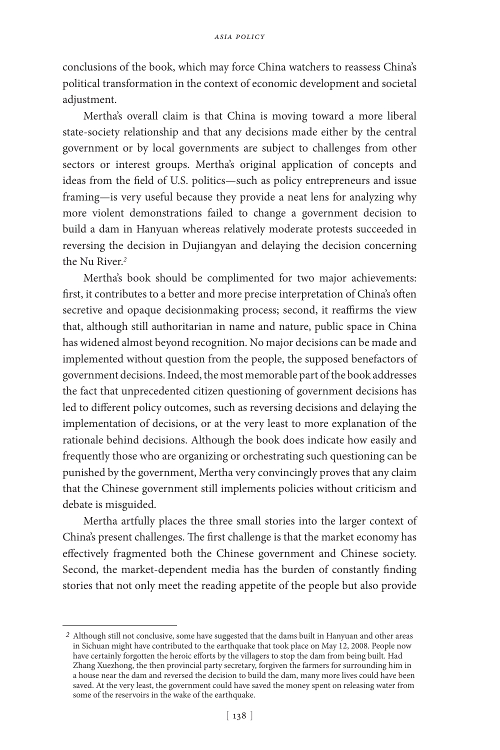conclusions of the book, which may force China watchers to reassess China's political transformation in the context of economic development and societal adjustment.

Mertha's overall claim is that China is moving toward a more liberal state-society relationship and that any decisions made either by the central government or by local governments are subject to challenges from other sectors or interest groups. Mertha's original application of concepts and ideas from the field of U.S. politics—such as policy entrepreneurs and issue framing—is very useful because they provide a neat lens for analyzing why more violent demonstrations failed to change a government decision to build a dam in Hanyuan whereas relatively moderate protests succeeded in reversing the decision in Dujiangyan and delaying the decision concerning the Nu River.[2]

Mertha's book should be complimented for two major achievements: first, it contributes to a better and more precise interpretation of China's often secretive and opaque decisionmaking process; second, it reaffirms the view that, although still authoritarian in name and nature, public space in China has widened almost beyond recognition. No major decisions can be made and implemented without question from the people, the supposed benefactors of government decisions. Indeed, the most memorable part of the book addresses the fact that unprecedented citizen questioning of government decisions has led to different policy outcomes, such as reversing decisions and delaying the implementation of decisions, or at the very least to more explanation of the rationale behind decisions. Although the book does indicate how easily and frequently those who are organizing or orchestrating such questioning can be punished by the government, Mertha very convincingly proves that any claim that the Chinese government still implements policies without criticism and debate is misguided.

Mertha artfully places the three small stories into the larger context of China's present challenges. The first challenge is that the market economy has effectively fragmented both the Chinese government and Chinese society. Second, the market-dependent media has the burden of constantly finding stories that not only meet the reading appetite of the people but also provide

---

[2] Although still not conclusive, some have suggested that the dams built in Hanyuan and other areas in Sichuan might have contributed to the earthquake that took place on May 12, 2008. People now have certainly forgotten the heroic efforts by the villagers to stop the dam from being built. Had Zhang Xuezhong, the then provincial party secretary, forgiven the farmers for surrounding him in a house near the dam and reversed the decision to build the dam, many more lives could have been saved. At the very least, the government could have saved the money spent on releasing water from some of the reservoirs in the wake of the earthquake.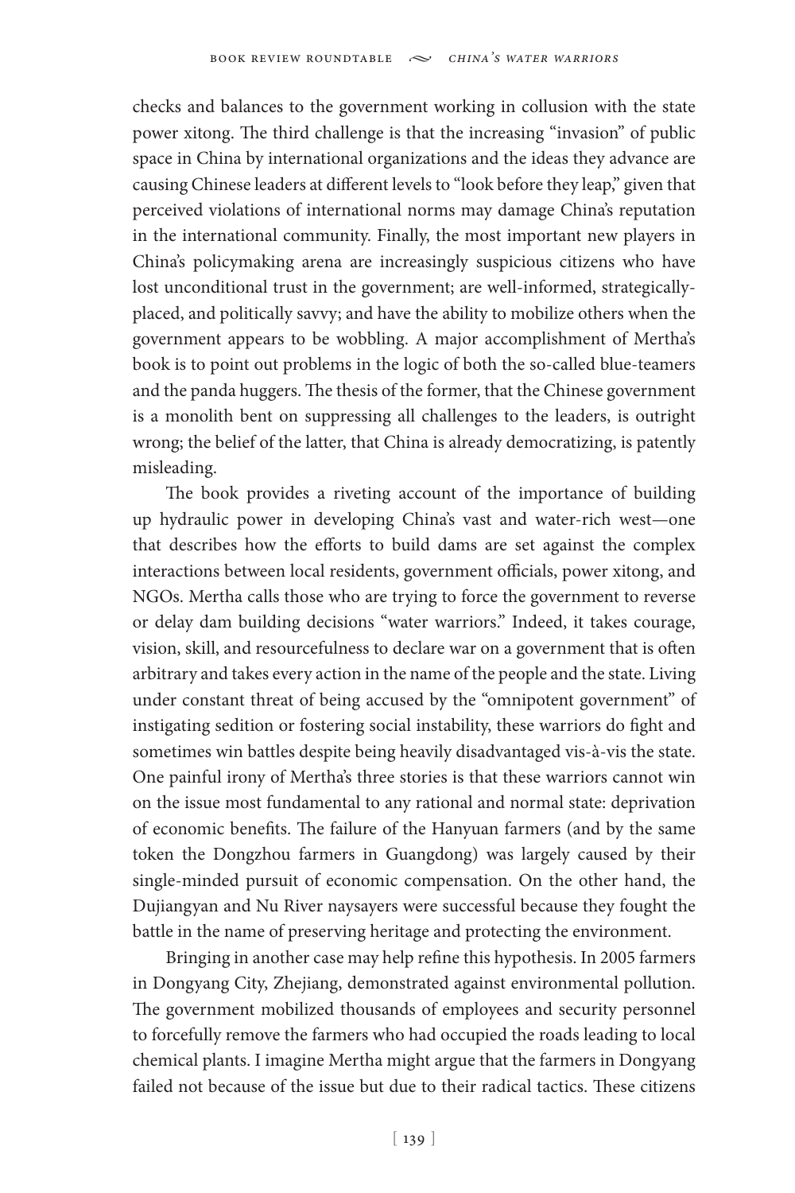checks and balances to the government working in collusion with the state power xitong. The third challenge is that the increasing "invasion" of public space in China by international organizations and the ideas they advance are causing Chinese leaders at different levels to "look before they leap," given that perceived violations of international norms may damage China's reputation in the international community. Finally, the most important new players in China's policymaking arena are increasingly suspicious citizens who have lost unconditional trust in the government; are well-informed, strategically-placed, and politically savvy; and have the ability to mobilize others when the government appears to be wobbling. A major accomplishment of Mertha's book is to point out problems in the logic of both the so-called blue-teamers and the panda huggers. The thesis of the former, that the Chinese government is a monolith bent on suppressing all challenges to the leaders, is outright wrong; the belief of the latter, that China is already democratizing, is patently misleading.

The book provides a riveting account of the importance of building up hydraulic power in developing China's vast and water-rich west—one that describes how the efforts to build dams are set against the complex interactions between local residents, government officials, power xitong, and NGOs. Mertha calls those who are trying to force the government to reverse or delay dam building decisions "water warriors." Indeed, it takes courage, vision, skill, and resourcefulness to declare war on a government that is often arbitrary and takes every action in the name of the people and the state. Living under constant threat of being accused by the "omnipotent government" of instigating sedition or fostering social instability, these warriors do fight and sometimes win battles despite being heavily disadvantaged vis-à-vis the state. One painful irony of Mertha's three stories is that these warriors cannot win on the issue most fundamental to any rational and normal state: deprivation of economic benefits. The failure of the Hanyuan farmers (and by the same token the Dongzhou farmers in Guangdong) was largely caused by their single-minded pursuit of economic compensation. On the other hand, the Dujiangyan and Nu River naysayers were successful because they fought the battle in the name of preserving heritage and protecting the environment.

Bringing in another case may help refine this hypothesis. In 2005 farmers in Dongyang City, Zhejiang, demonstrated against environmental pollution. The government mobilized thousands of employees and security personnel to forcefully remove the farmers who had occupied the roads leading to local chemical plants. I imagine Mertha might argue that the farmers in Dongyang failed not because of the issue but due to their radical tactics. These citizens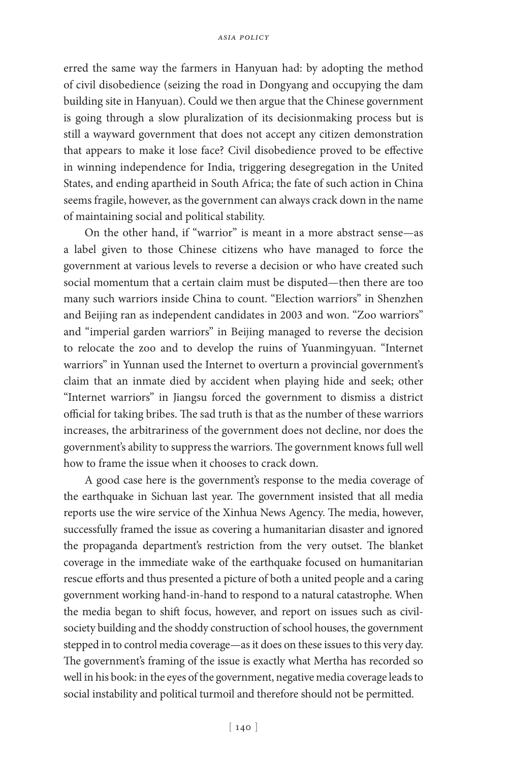erred the same way the farmers in Hanyuan had: by adopting the method of civil disobedience (seizing the road in Dongyang and occupying the dam building site in Hanyuan). Could we then argue that the Chinese government is going through a slow pluralization of its decisionmaking process but is still a wayward government that does not accept any citizen demonstration that appears to make it lose face? Civil disobedience proved to be effective in winning independence for India, triggering desegregation in the United States, and ending apartheid in South Africa; the fate of such action in China seems fragile, however, as the government can always crack down in the name of maintaining social and political stability.

On the other hand, if "warrior" is meant in a more abstract sense—as a label given to those Chinese citizens who have managed to force the government at various levels to reverse a decision or who have created such social momentum that a certain claim must be disputed—then there are too many such warriors inside China to count. "Election warriors" in Shenzhen and Beijing ran as independent candidates in 2003 and won. "Zoo warriors" and "imperial garden warriors" in Beijing managed to reverse the decision to relocate the zoo and to develop the ruins of Yuanmingyuan. "Internet warriors" in Yunnan used the Internet to overturn a provincial government's claim that an inmate died by accident when playing hide and seek; other "Internet warriors" in Jiangsu forced the government to dismiss a district official for taking bribes. The sad truth is that as the number of these warriors increases, the arbitrariness of the government does not decline, nor does the government's ability to suppress the warriors. The government knows full well how to frame the issue when it chooses to crack down.

A good case here is the government's response to the media coverage of the earthquake in Sichuan last year. The government insisted that all media reports use the wire service of the Xinhua News Agency. The media, however, successfully framed the issue as covering a humanitarian disaster and ignored the propaganda department's restriction from the very outset. The blanket coverage in the immediate wake of the earthquake focused on humanitarian rescue efforts and thus presented a picture of both a united people and a caring government working hand-in-hand to respond to a natural catastrophe. When the media began to shift focus, however, and report on issues such as civil-society building and the shoddy construction of school houses, the government stepped in to control media coverage—as it does on these issues to this very day. The government's framing of the issue is exactly what Mertha has recorded so well in his book: in the eyes of the government, negative media coverage leads to social instability and political turmoil and therefore should not be permitted.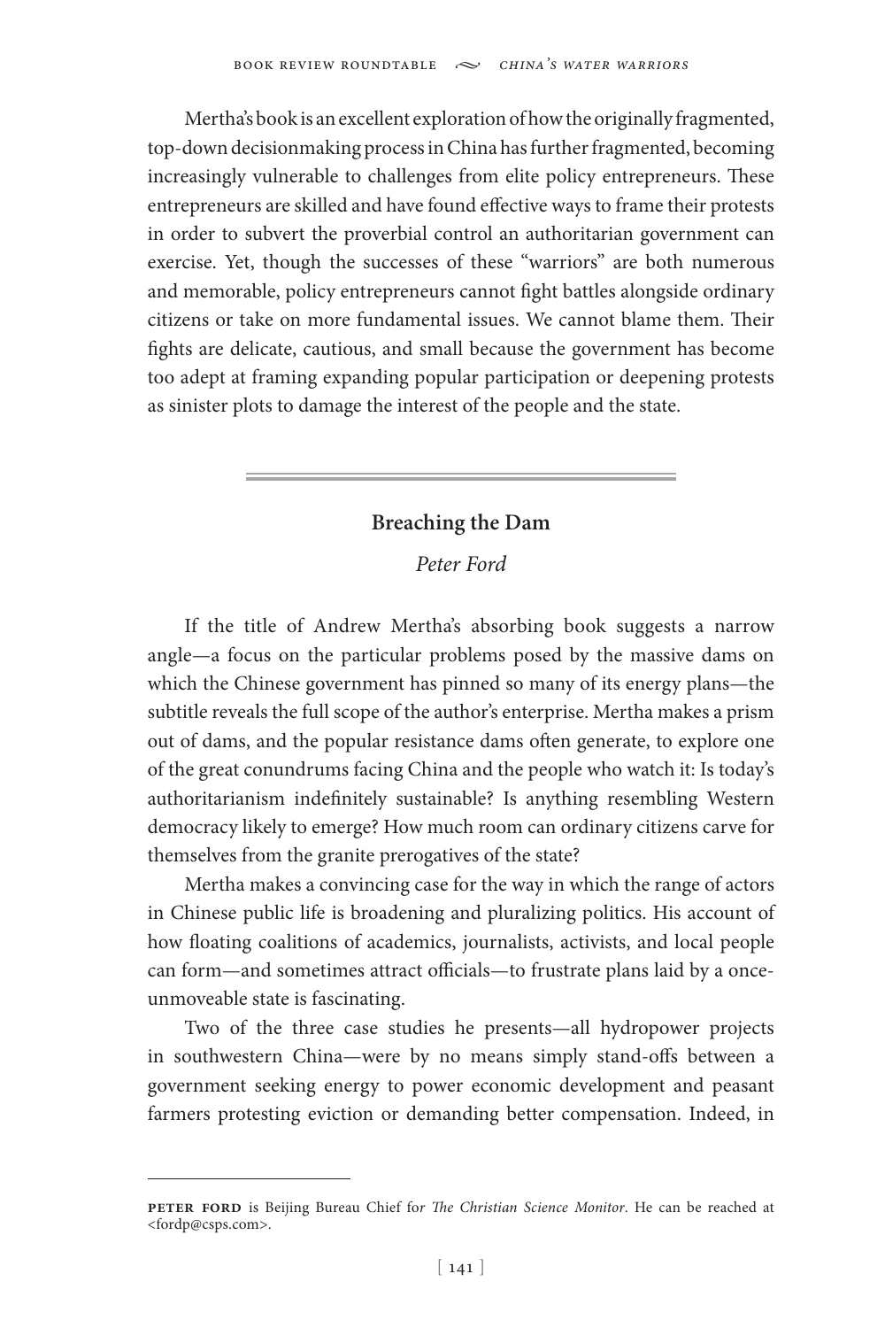Mertha's book is an excellent exploration of how the originally fragmented, top-down decisionmaking process in China has further fragmented, becoming increasingly vulnerable to challenges from elite policy entrepreneurs. These entrepreneurs are skilled and have found effective ways to frame their protests in order to subvert the proverbial control an authoritarian government can exercise. Yet, though the successes of these "warriors" are both numerous and memorable, policy entrepreneurs cannot fight battles alongside ordinary citizens or take on more fundamental issues. We cannot blame them. Their fights are delicate, cautious, and small because the government has become too adept at framing expanding popular participation or deepening protests as sinister plots to damage the interest of the people and the state.

---

## Breaching the Dam

*Peter Ford*

If the title of Andrew Mertha's absorbing book suggests a narrow angle—a focus on the particular problems posed by the massive dams on which the Chinese government has pinned so many of its energy plans—the subtitle reveals the full scope of the author's enterprise. Mertha makes a prism out of dams, and the popular resistance dams often generate, to explore one of the great conundrums facing China and the people who watch it: Is today's authoritarianism indefinitely sustainable? Is anything resembling Western democracy likely to emerge? How much room can ordinary citizens carve for themselves from the granite prerogatives of the state?

Mertha makes a convincing case for the way in which the range of actors in Chinese public life is broadening and pluralizing politics. His account of how floating coalitions of academics, journalists, activists, and local people can form—and sometimes attract officials—to frustrate plans laid by a once-unmoveable state is fascinating.

Two of the three case studies he presents—all hydropower projects in southwestern China—were by no means simply stand-offs between a government seeking energy to power economic development and peasant farmers protesting eviction or demanding better compensation. Indeed, in

---

**Peter Ford** is Beijing Bureau Chief for *The Christian Science Monitor*. He can be reached at <fordp@csps.com>.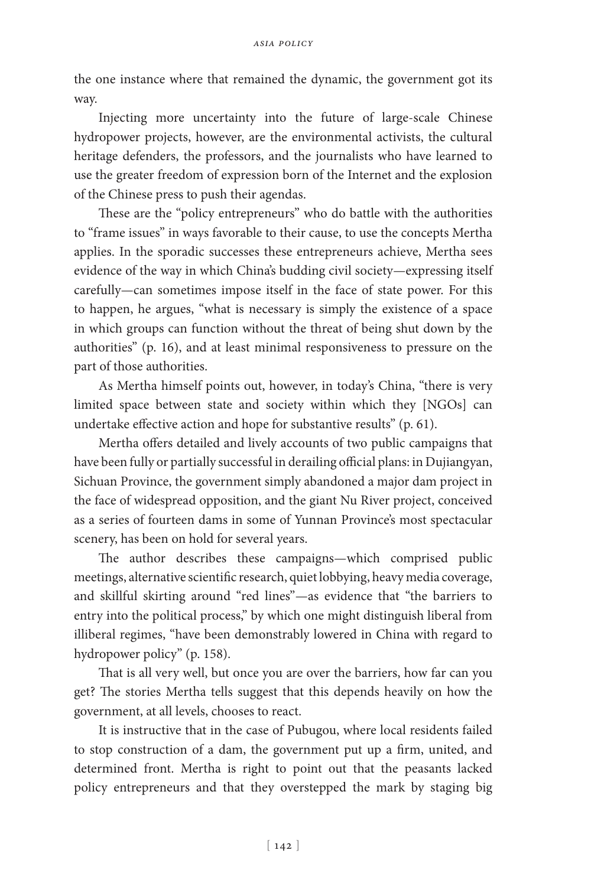the one instance where that remained the dynamic, the government got its way.

Injecting more uncertainty into the future of large-scale Chinese hydropower projects, however, are the environmental activists, the cultural heritage defenders, the professors, and the journalists who have learned to use the greater freedom of expression born of the Internet and the explosion of the Chinese press to push their agendas.

These are the "policy entrepreneurs" who do battle with the authorities to "frame issues" in ways favorable to their cause, to use the concepts Mertha applies. In the sporadic successes these entrepreneurs achieve, Mertha sees evidence of the way in which China's budding civil society—expressing itself carefully—can sometimes impose itself in the face of state power. For this to happen, he argues, "what is necessary is simply the existence of a space in which groups can function without the threat of being shut down by the authorities" (p. 16), and at least minimal responsiveness to pressure on the part of those authorities.

As Mertha himself points out, however, in today's China, "there is very limited space between state and society within which they [NGOs] can undertake effective action and hope for substantive results" (p. 61).

Mertha offers detailed and lively accounts of two public campaigns that have been fully or partially successful in derailing official plans: in Dujiangyan, Sichuan Province, the government simply abandoned a major dam project in the face of widespread opposition, and the giant Nu River project, conceived as a series of fourteen dams in some of Yunnan Province's most spectacular scenery, has been on hold for several years.

The author describes these campaigns—which comprised public meetings, alternative scientific research, quiet lobbying, heavy media coverage, and skillful skirting around "red lines"—as evidence that "the barriers to entry into the political process," by which one might distinguish liberal from illiberal regimes, "have been demonstrably lowered in China with regard to hydropower policy" (p. 158).

That is all very well, but once you are over the barriers, how far can you get? The stories Mertha tells suggest that this depends heavily on how the government, at all levels, chooses to react.

It is instructive that in the case of Pubugou, where local residents failed to stop construction of a dam, the government put up a firm, united, and determined front. Mertha is right to point out that the peasants lacked policy entrepreneurs and that they overstepped the mark by staging big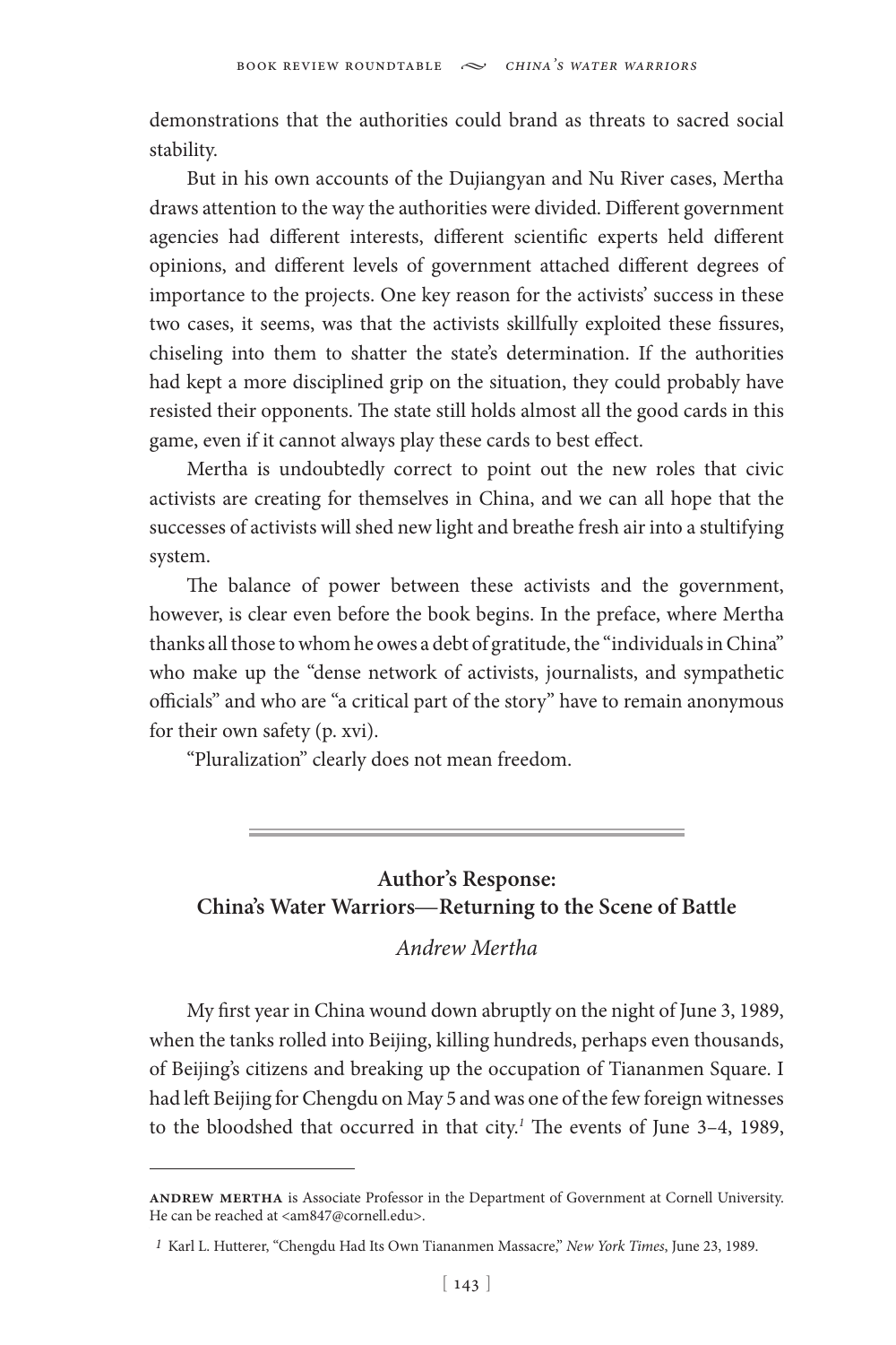demonstrations that the authorities could brand as threats to sacred social stability.

But in his own accounts of the Dujiangyan and Nu River cases, Mertha draws attention to the way the authorities were divided. Different government agencies had different interests, different scientific experts held different opinions, and different levels of government attached different degrees of importance to the projects. One key reason for the activists' success in these two cases, it seems, was that the activists skillfully exploited these fissures, chiseling into them to shatter the state's determination. If the authorities had kept a more disciplined grip on the situation, they could probably have resisted their opponents. The state still holds almost all the good cards in this game, even if it cannot always play these cards to best effect.

Mertha is undoubtedly correct to point out the new roles that civic activists are creating for themselves in China, and we can all hope that the successes of activists will shed new light and breathe fresh air into a stultifying system.

The balance of power between these activists and the government, however, is clear even before the book begins. In the preface, where Mertha thanks all those to whom he owes a debt of gratitude, the "individuals in China" who make up the "dense network of activists, journalists, and sympathetic officials" and who are "a critical part of the story" have to remain anonymous for their own safety (p. xvi).

"Pluralization" clearly does not mean freedom.

---

## Author's Response: China's Water Warriors—Returning to the Scene of Battle

*Andrew Mertha*

My first year in China wound down abruptly on the night of June 3, 1989, when the tanks rolled into Beijing, killing hundreds, perhaps even thousands, of Beijing's citizens and breaking up the occupation of Tiananmen Square. I had left Beijing for Chengdu on May 5 and was one of the few foreign witnesses to the bloodshed that occurred in that city.[1] The events of June 3–4, 1989,

---

**Andrew Mertha** is Associate Professor in the Department of Government at Cornell University. He can be reached at <am847@cornell.edu>.

[1] Karl L. Hutterer, "Chengdu Had Its Own Tiananmen Massacre," *New York Times*, June 23, 1989.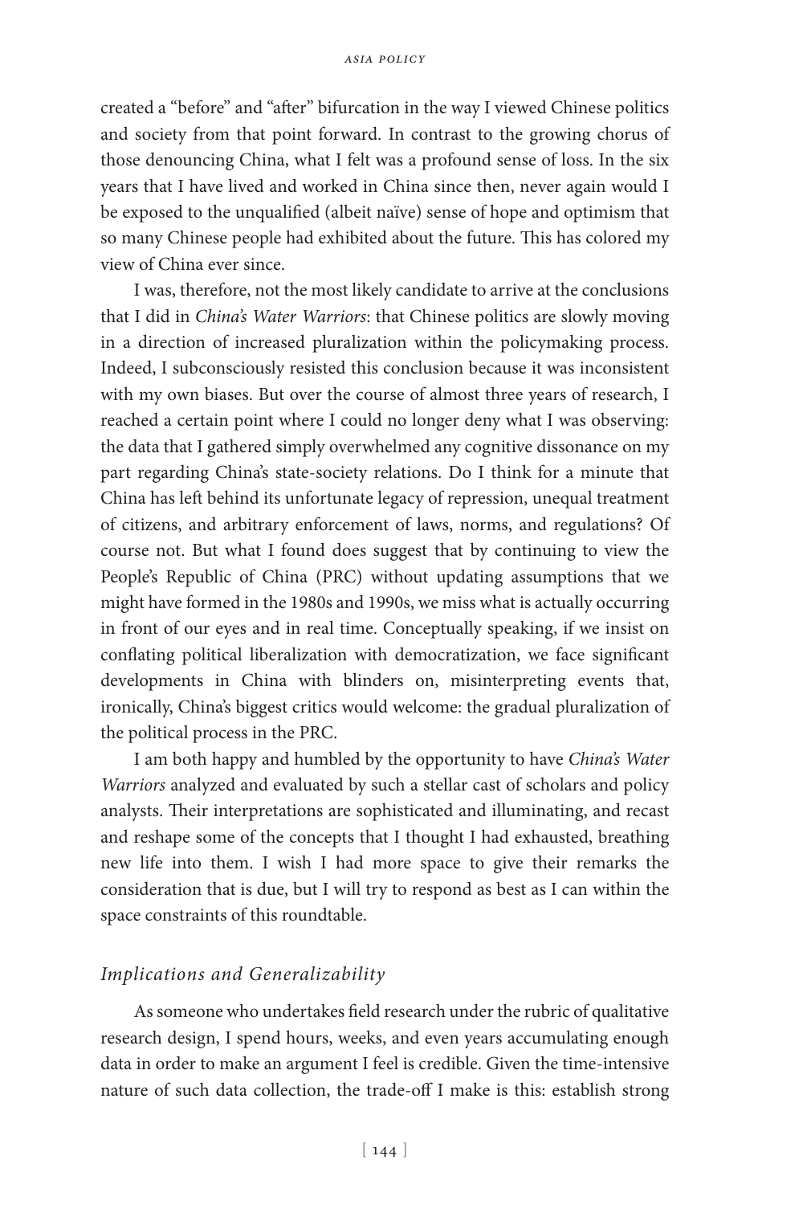created a "before" and "after" bifurcation in the way I viewed Chinese politics and society from that point forward. In contrast to the growing chorus of those denouncing China, what I felt was a profound sense of loss. In the six years that I have lived and worked in China since then, never again would I be exposed to the unqualified (albeit naïve) sense of hope and optimism that so many Chinese people had exhibited about the future. This has colored my view of China ever since.

I was, therefore, not the most likely candidate to arrive at the conclusions that I did in *China's Water Warriors*: that Chinese politics are slowly moving in a direction of increased pluralization within the policymaking process. Indeed, I subconsciously resisted this conclusion because it was inconsistent with my own biases. But over the course of almost three years of research, I reached a certain point where I could no longer deny what I was observing: the data that I gathered simply overwhelmed any cognitive dissonance on my part regarding China's state-society relations. Do I think for a minute that China has left behind its unfortunate legacy of repression, unequal treatment of citizens, and arbitrary enforcement of laws, norms, and regulations? Of course not. But what I found does suggest that by continuing to view the People's Republic of China (PRC) without updating assumptions that we might have formed in the 1980s and 1990s, we miss what is actually occurring in front of our eyes and in real time. Conceptually speaking, if we insist on conflating political liberalization with democratization, we face significant developments in China with blinders on, misinterpreting events that, ironically, China's biggest critics would welcome: the gradual pluralization of the political process in the PRC.

I am both happy and humbled by the opportunity to have *China's Water Warriors* analyzed and evaluated by such a stellar cast of scholars and policy analysts. Their interpretations are sophisticated and illuminating, and recast and reshape some of the concepts that I thought I had exhausted, breathing new life into them. I wish I had more space to give their remarks the consideration that is due, but I will try to respond as best as I can within the space constraints of this roundtable.

### *Implications and Generalizability*

As someone who undertakes field research under the rubric of qualitative research design, I spend hours, weeks, and even years accumulating enough data in order to make an argument I feel is credible. Given the time-intensive nature of such data collection, the trade-off I make is this: establish strong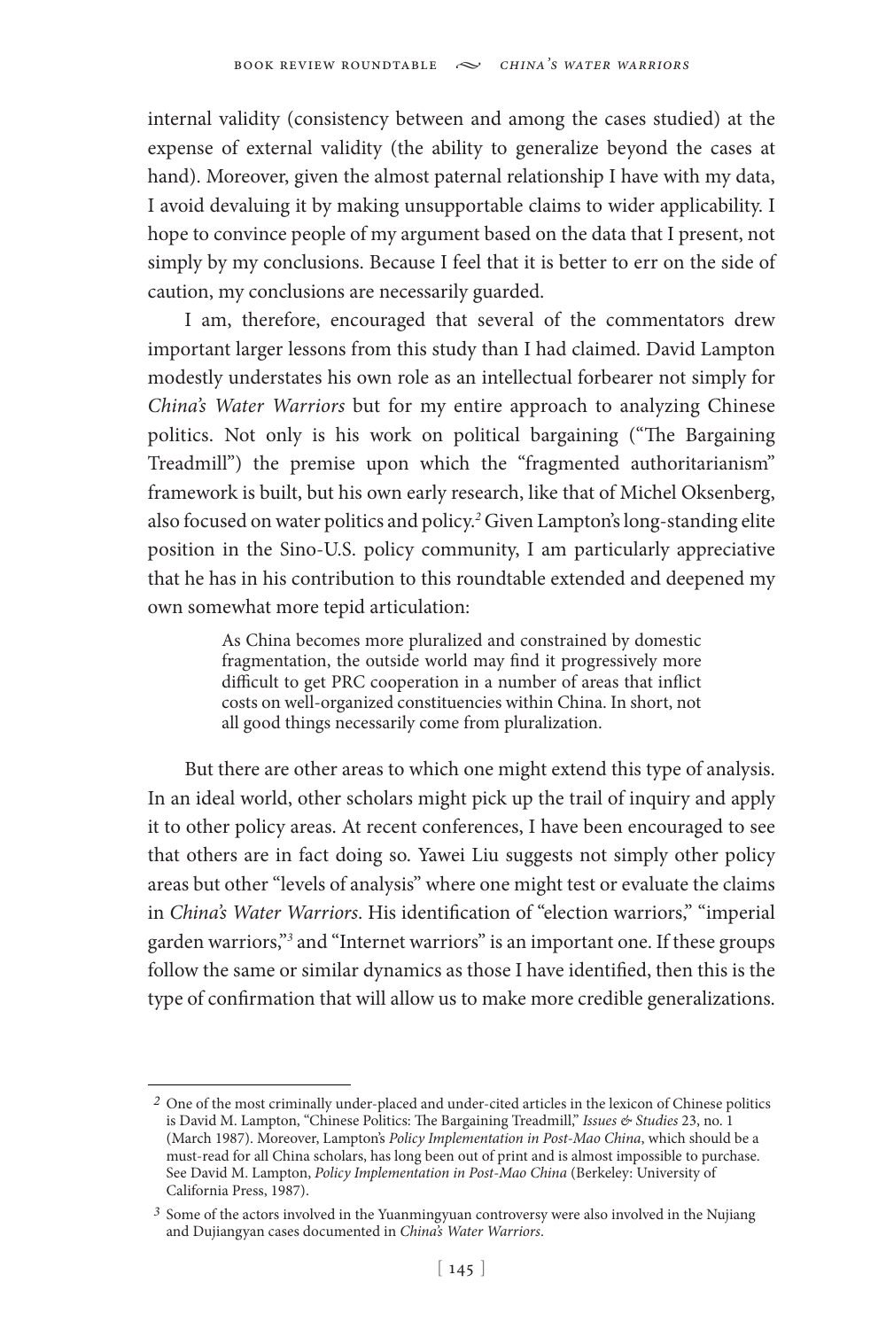internal validity (consistency between and among the cases studied) at the expense of external validity (the ability to generalize beyond the cases at hand). Moreover, given the almost paternal relationship I have with my data, I avoid devaluing it by making unsupportable claims to wider applicability. I hope to convince people of my argument based on the data that I present, not simply by my conclusions. Because I feel that it is better to err on the side of caution, my conclusions are necessarily guarded.

I am, therefore, encouraged that several of the commentators drew important larger lessons from this study than I had claimed. David Lampton modestly understates his own role as an intellectual forbearer not simply for *China's Water Warriors* but for my entire approach to analyzing Chinese politics. Not only is his work on political bargaining ("The Bargaining Treadmill") the premise upon which the "fragmented authoritarianism" framework is built, but his own early research, like that of Michel Oksenberg, also focused on water politics and policy.[2] Given Lampton's long-standing elite position in the Sino-U.S. policy community, I am particularly appreciative that he has in his contribution to this roundtable extended and deepened my own somewhat more tepid articulation:

> As China becomes more pluralized and constrained by domestic fragmentation, the outside world may find it progressively more difficult to get PRC cooperation in a number of areas that inflict costs on well-organized constituencies within China. In short, not all good things necessarily come from pluralization.

But there are other areas to which one might extend this type of analysis. In an ideal world, other scholars might pick up the trail of inquiry and apply it to other policy areas. At recent conferences, I have been encouraged to see that others are in fact doing so. Yawei Liu suggests not simply other policy areas but other "levels of analysis" where one might test or evaluate the claims in *China's Water Warriors*. His identification of "election warriors," "imperial garden warriors,"[3] and "Internet warriors" is an important one. If these groups follow the same or similar dynamics as those I have identified, then this is the type of confirmation that will allow us to make more credible generalizations.

---

[2] One of the most criminally under-placed and under-cited articles in the lexicon of Chinese politics is David M. Lampton, "Chinese Politics: The Bargaining Treadmill," *Issues & Studies* 23, no. 1 (March 1987). Moreover, Lampton's *Policy Implementation in Post-Mao China*, which should be a must-read for all China scholars, has long been out of print and is almost impossible to purchase. See David M. Lampton, *Policy Implementation in Post-Mao China* (Berkeley: University of California Press, 1987).

[3] Some of the actors involved in the Yuanmingyuan controversy were also involved in the Nujiang and Dujiangyan cases documented in *China's Water Warriors*.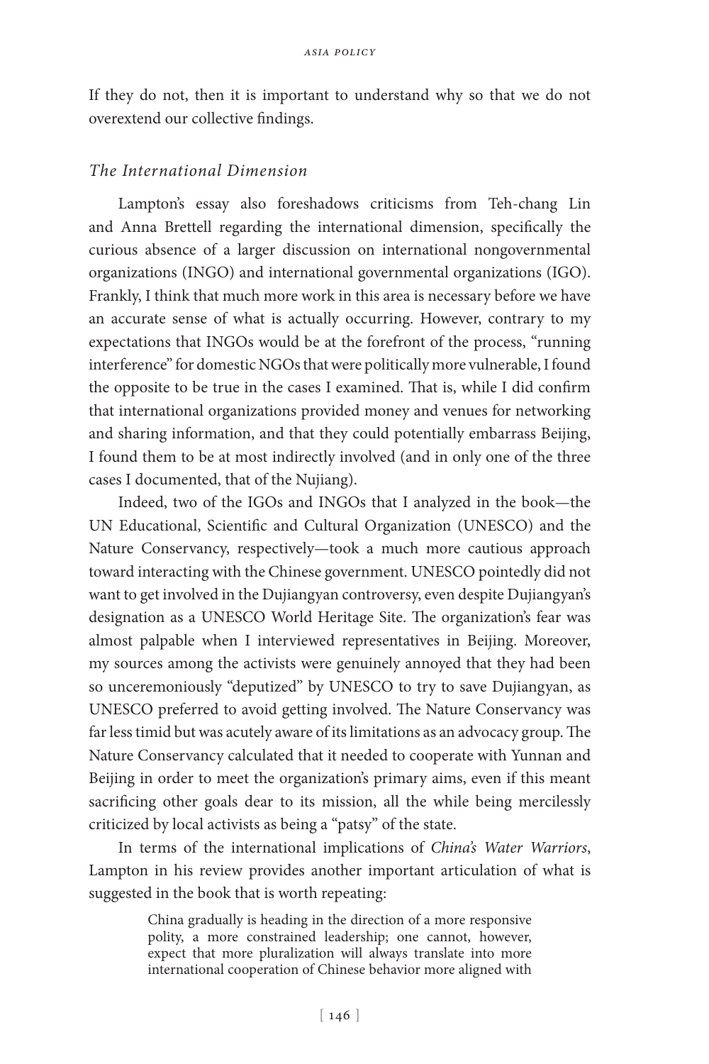If they do not, then it is important to understand why so that we do not overextend our collective findings.

### *The International Dimension*

Lampton's essay also foreshadows criticisms from Teh-chang Lin and Anna Brettell regarding the international dimension, specifically the curious absence of a larger discussion on international nongovernmental organizations (INGO) and international governmental organizations (IGO). Frankly, I think that much more work in this area is necessary before we have an accurate sense of what is actually occurring. However, contrary to my expectations that INGOs would be at the forefront of the process, "running interference" for domestic NGOs that were politically more vulnerable, I found the opposite to be true in the cases I examined. That is, while I did confirm that international organizations provided money and venues for networking and sharing information, and that they could potentially embarrass Beijing, I found them to be at most indirectly involved (and in only one of the three cases I documented, that of the Nujiang).

Indeed, two of the IGOs and INGOs that I analyzed in the book—the UN Educational, Scientific and Cultural Organization (UNESCO) and the Nature Conservancy, respectively—took a much more cautious approach toward interacting with the Chinese government. UNESCO pointedly did not want to get involved in the Dujiangyan controversy, even despite Dujiangyan's designation as a UNESCO World Heritage Site. The organization's fear was almost palpable when I interviewed representatives in Beijing. Moreover, my sources among the activists were genuinely annoyed that they had been so unceremoniously "deputized" by UNESCO to try to save Dujiangyan, as UNESCO preferred to avoid getting involved. The Nature Conservancy was far less timid but was acutely aware of its limitations as an advocacy group. The Nature Conservancy calculated that it needed to cooperate with Yunnan and Beijing in order to meet the organization's primary aims, even if this meant sacrificing other goals dear to its mission, all the while being mercilessly criticized by local activists as being a "patsy" of the state.

In terms of the international implications of *China's Water Warriors*, Lampton in his review provides another important articulation of what is suggested in the book that is worth repeating:

> China gradually is heading in the direction of a more responsive polity, a more constrained leadership; one cannot, however, expect that more pluralization will always translate into more international cooperation of Chinese behavior more aligned with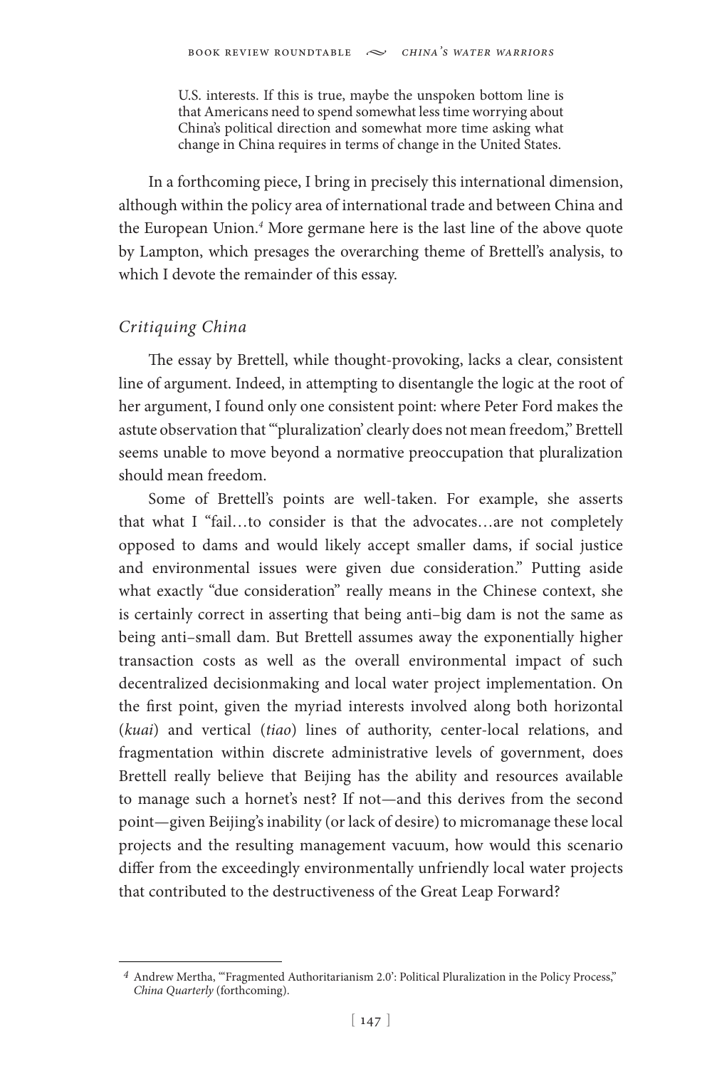> U.S. interests. If this is true, maybe the unspoken bottom line is that Americans need to spend somewhat less time worrying about China's political direction and somewhat more time asking what change in China requires in terms of change in the United States.

In a forthcoming piece, I bring in precisely this international dimension, although within the policy area of international trade and between China and the European Union.[4] More germane here is the last line of the above quote by Lampton, which presages the overarching theme of Brettell's analysis, to which I devote the remainder of this essay.

### *Critiquing China*

The essay by Brettell, while thought-provoking, lacks a clear, consistent line of argument. Indeed, in attempting to disentangle the logic at the root of her argument, I found only one consistent point: where Peter Ford makes the astute observation that "'pluralization' clearly does not mean freedom," Brettell seems unable to move beyond a normative preoccupation that pluralization should mean freedom.

Some of Brettell's points are well-taken. For example, she asserts that what I "fail…to consider is that the advocates…are not completely opposed to dams and would likely accept smaller dams, if social justice and environmental issues were given due consideration." Putting aside what exactly "due consideration" really means in the Chinese context, she is certainly correct in asserting that being anti–big dam is not the same as being anti–small dam. But Brettell assumes away the exponentially higher transaction costs as well as the overall environmental impact of such decentralized decisionmaking and local water project implementation. On the first point, given the myriad interests involved along both horizontal (*kuai*) and vertical (*tiao*) lines of authority, center-local relations, and fragmentation within discrete administrative levels of government, does Brettell really believe that Beijing has the ability and resources available to manage such a hornet's nest? If not—and this derives from the second point—given Beijing's inability (or lack of desire) to micromanage these local projects and the resulting management vacuum, how would this scenario differ from the exceedingly environmentally unfriendly local water projects that contributed to the destructiveness of the Great Leap Forward?

---

[4] Andrew Mertha, "'Fragmented Authoritarianism 2.0': Political Pluralization in the Policy Process," *China Quarterly* (forthcoming).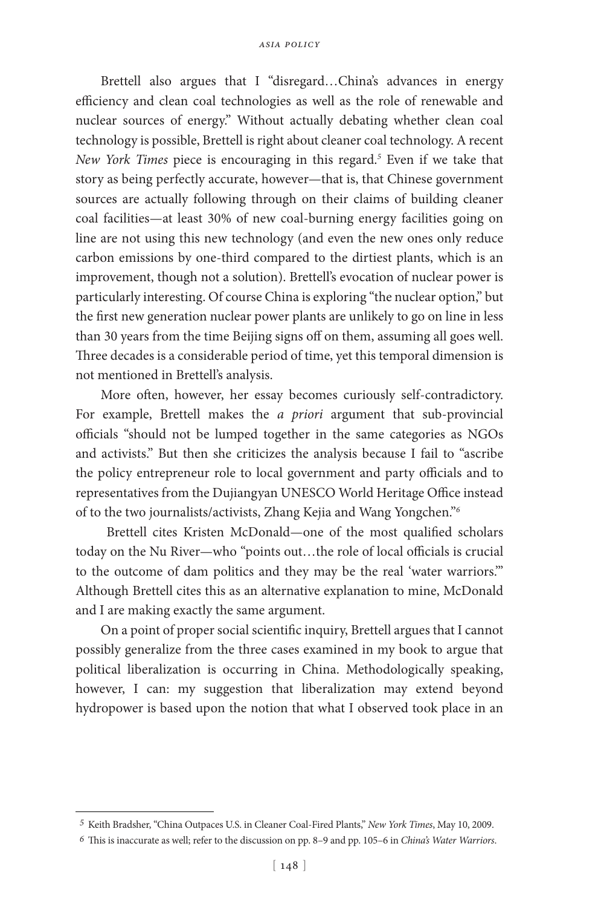Brettell also argues that I "disregard…China's advances in energy efficiency and clean coal technologies as well as the role of renewable and nuclear sources of energy." Without actually debating whether clean coal technology is possible, Brettell is right about cleaner coal technology. A recent *New York Times* piece is encouraging in this regard.[5] Even if we take that story as being perfectly accurate, however—that is, that Chinese government sources are actually following through on their claims of building cleaner coal facilities—at least 30% of new coal-burning energy facilities going on line are not using this new technology (and even the new ones only reduce carbon emissions by one-third compared to the dirtiest plants, which is an improvement, though not a solution). Brettell's evocation of nuclear power is particularly interesting. Of course China is exploring "the nuclear option," but the first new generation nuclear power plants are unlikely to go on line in less than 30 years from the time Beijing signs off on them, assuming all goes well. Three decades is a considerable period of time, yet this temporal dimension is not mentioned in Brettell's analysis.

More often, however, her essay becomes curiously self-contradictory. For example, Brettell makes the *a priori* argument that sub-provincial officials "should not be lumped together in the same categories as NGOs and activists." But then she criticizes the analysis because I fail to "ascribe the policy entrepreneur role to local government and party officials and to representatives from the Dujiangyan UNESCO World Heritage Office instead of to the two journalists/activists, Zhang Kejia and Wang Yongchen."[6]

Brettell cites Kristen McDonald—one of the most qualified scholars today on the Nu River—who "points out…the role of local officials is crucial to the outcome of dam politics and they may be the real 'water warriors.'" Although Brettell cites this as an alternative explanation to mine, McDonald and I are making exactly the same argument.

On a point of proper social scientific inquiry, Brettell argues that I cannot possibly generalize from the three cases examined in my book to argue that political liberalization is occurring in China. Methodologically speaking, however, I can: my suggestion that liberalization may extend beyond hydropower is based upon the notion that what I observed took place in an

---

[5] Keith Bradsher, "China Outpaces U.S. in Cleaner Coal-Fired Plants," *New York Times*, May 10, 2009.

[6] This is inaccurate as well; refer to the discussion on pp. 8–9 and pp. 105–6 in *China's Water Warriors*.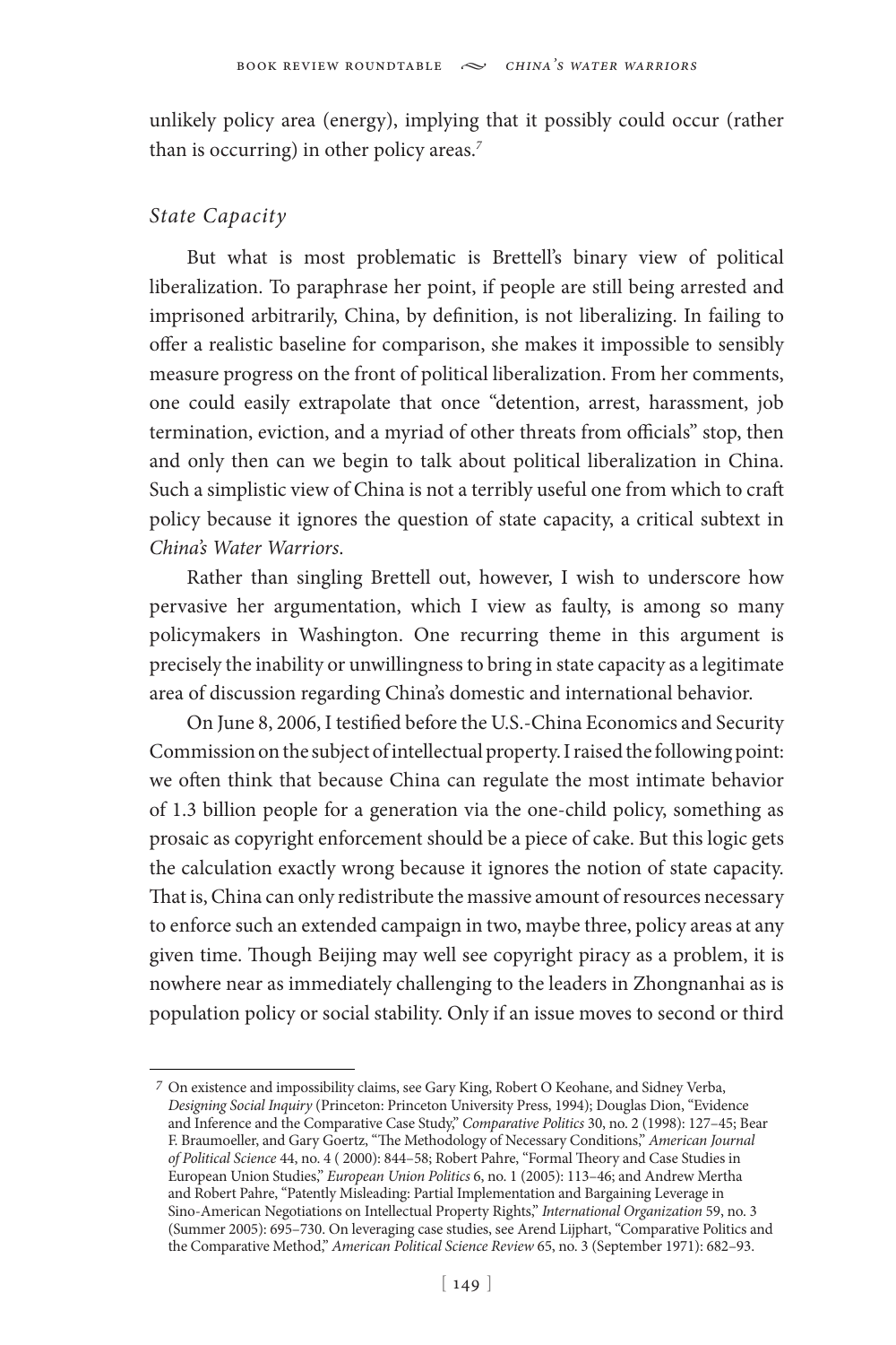unlikely policy area (energy), implying that it possibly could occur (rather than is occurring) in other policy areas.[7]

### *State Capacity*

But what is most problematic is Brettell's binary view of political liberalization. To paraphrase her point, if people are still being arrested and imprisoned arbitrarily, China, by definition, is not liberalizing. In failing to offer a realistic baseline for comparison, she makes it impossible to sensibly measure progress on the front of political liberalization. From her comments, one could easily extrapolate that once "detention, arrest, harassment, job termination, eviction, and a myriad of other threats from officials" stop, then and only then can we begin to talk about political liberalization in China. Such a simplistic view of China is not a terribly useful one from which to craft policy because it ignores the question of state capacity, a critical subtext in *China's Water Warriors*.

Rather than singling Brettell out, however, I wish to underscore how pervasive her argumentation, which I view as faulty, is among so many policymakers in Washington. One recurring theme in this argument is precisely the inability or unwillingness to bring in state capacity as a legitimate area of discussion regarding China's domestic and international behavior.

On June 8, 2006, I testified before the U.S.-China Economics and Security Commission on the subject of intellectual property. I raised the following point: we often think that because China can regulate the most intimate behavior of 1.3 billion people for a generation via the one-child policy, something as prosaic as copyright enforcement should be a piece of cake. But this logic gets the calculation exactly wrong because it ignores the notion of state capacity. That is, China can only redistribute the massive amount of resources necessary to enforce such an extended campaign in two, maybe three, policy areas at any given time. Though Beijing may well see copyright piracy as a problem, it is nowhere near as immediately challenging to the leaders in Zhongnanhai as is population policy or social stability. Only if an issue moves to second or third

---

7 On existence and impossibility claims, see Gary King, Robert O Keohane, and Sidney Verba, *Designing Social Inquiry* (Princeton: Princeton University Press, 1994); Douglas Dion, "Evidence and Inference and the Comparative Case Study," *Comparative Politics* 30, no. 2 (1998): 127–45; Bear F. Braumoeller, and Gary Goertz, "The Methodology of Necessary Conditions," *American Journal of Political Science* 44, no. 4 ( 2000): 844–58; Robert Pahre, "Formal Theory and Case Studies in European Union Studies," *European Union Politics* 6, no. 1 (2005): 113–46; and Andrew Mertha and Robert Pahre, "Patently Misleading: Partial Implementation and Bargaining Leverage in Sino-American Negotiations on Intellectual Property Rights," *International Organization* 59, no. 3 (Summer 2005): 695–730. On leveraging case studies, see Arend Lijphart, "Comparative Politics and the Comparative Method," *American Political Science Review* 65, no. 3 (September 1971): 682–93.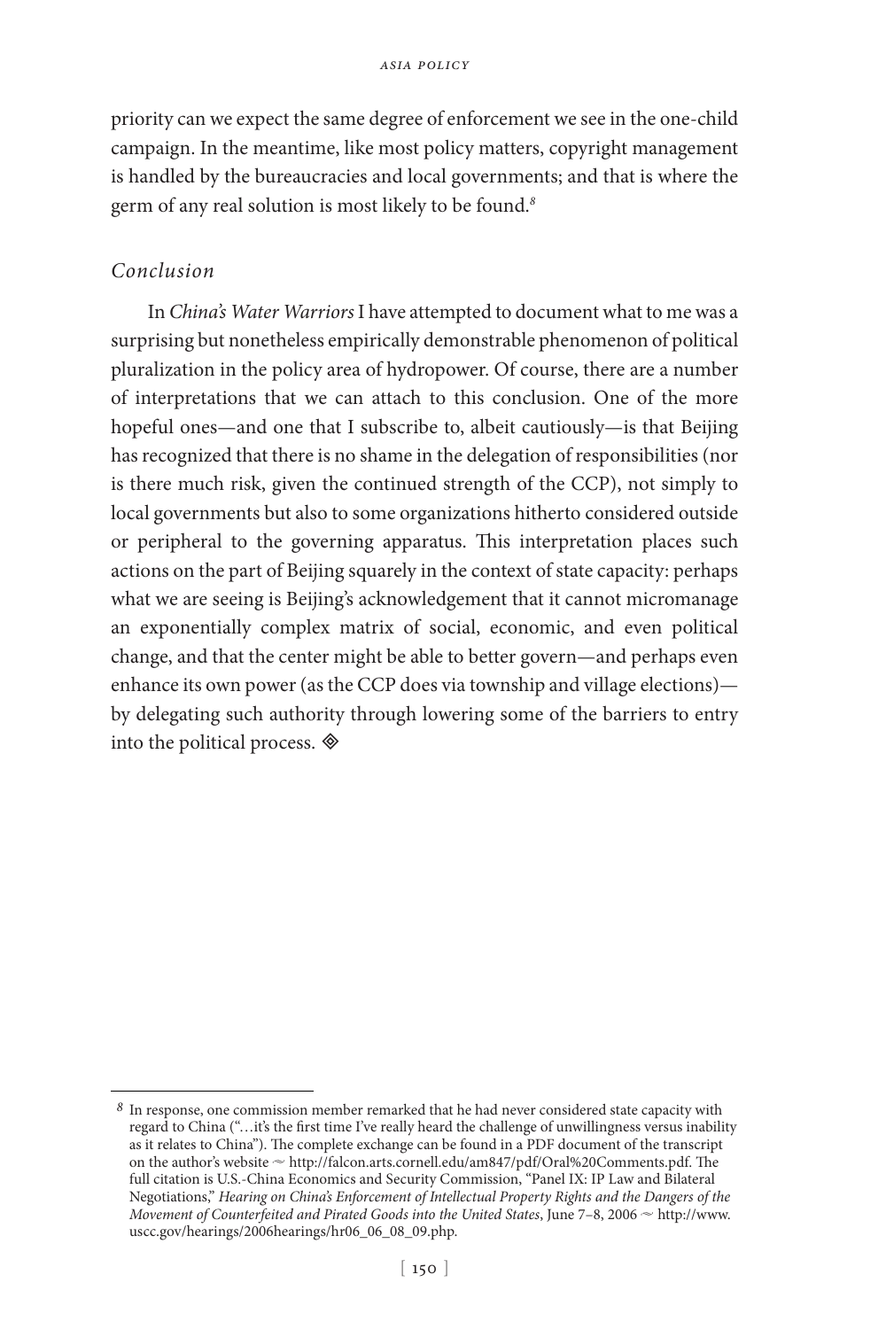priority can we expect the same degree of enforcement we see in the one-child campaign. In the meantime, like most policy matters, copyright management is handled by the bureaucracies and local governments; and that is where the germ of any real solution is most likely to be found.[8]

## *Conclusion*

In *China's Water Warriors* I have attempted to document what to me was a surprising but nonetheless empirically demonstrable phenomenon of political pluralization in the policy area of hydropower. Of course, there are a number of interpretations that we can attach to this conclusion. One of the more hopeful ones—and one that I subscribe to, albeit cautiously—is that Beijing has recognized that there is no shame in the delegation of responsibilities (nor is there much risk, given the continued strength of the CCP), not simply to local governments but also to some organizations hitherto considered outside or peripheral to the governing apparatus. This interpretation places such actions on the part of Beijing squarely in the context of state capacity: perhaps what we are seeing is Beijing's acknowledgement that it cannot micromanage an exponentially complex matrix of social, economic, and even political change, and that the center might be able to better govern—and perhaps even enhance its own power (as the CCP does via township and village elections)—by delegating such authority through lowering some of the barriers to entry into the political process. ◈

---

[8] In response, one commission member remarked that he had never considered state capacity with regard to China ("…it's the first time I've really heard the challenge of unwillingness versus inability as it relates to China"). The complete exchange can be found in a PDF document of the transcript on the author's website ~ http://falcon.arts.cornell.edu/am847/pdf/Oral%20Comments.pdf. The full citation is U.S.-China Economics and Security Commission, "Panel IX: IP Law and Bilateral Negotiations," *Hearing on China's Enforcement of Intellectual Property Rights and the Dangers of the Movement of Counterfeited and Pirated Goods into the United States*, June 7–8, 2006 ~ http://www.uscc.gov/hearings/2006hearings/hr06_06_08_09.php.